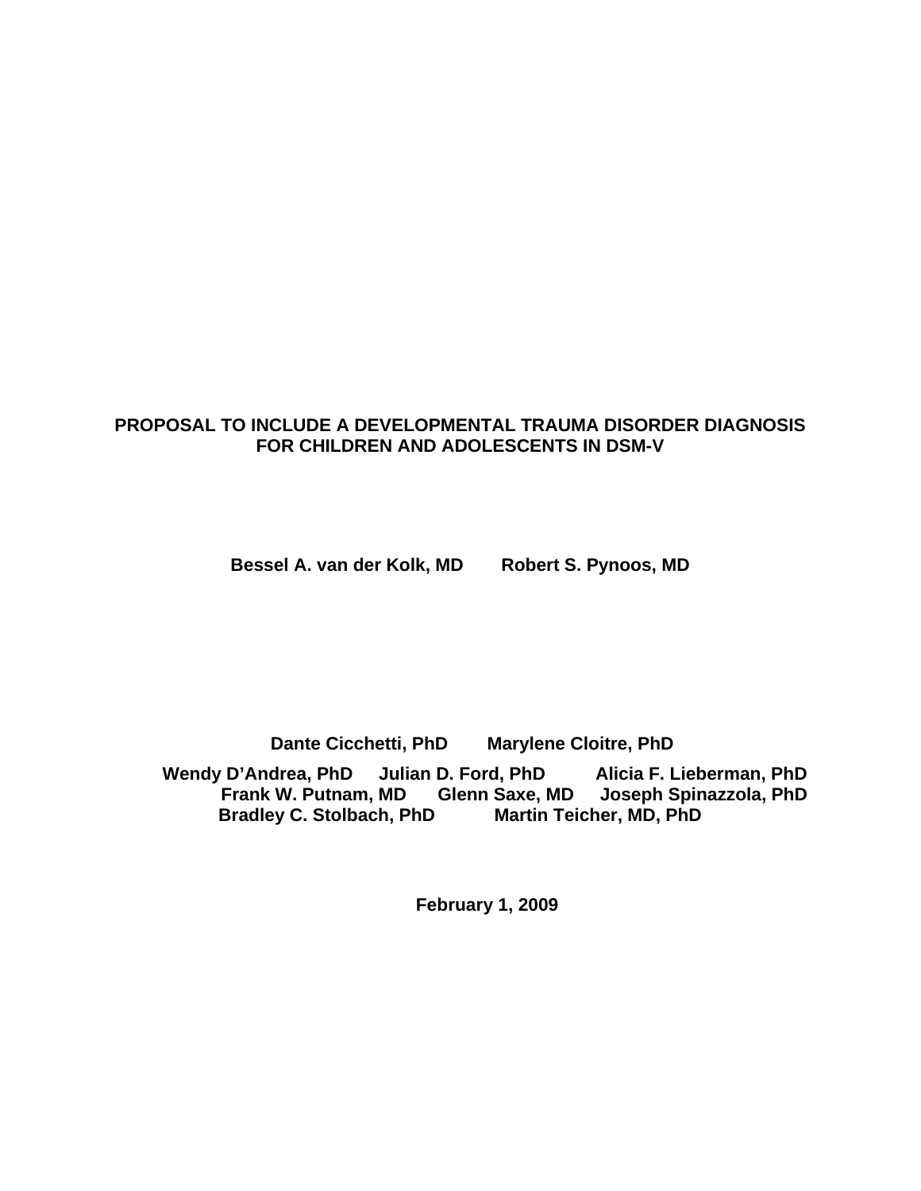# PROPOSAL TO INCLUDE A DEVELOPMENTAL TRAUMA DISORDER DIAGNOSIS FOR CHILDREN AND ADOLESCENTS IN DSM-V

**Bessel A. van der Kolk, MD      Robert S. Pynoos, MD**

**Dante Cicchetti, PhD      Marylene Cloitre, PhD**

**Wendy D'Andrea, PhD   Julian D. Ford, PhD   Alicia F. Lieberman, PhD**
**Frank W. Putnam, MD   Glenn Saxe, MD   Joseph Spinazzola, PhD**
**Bradley C. Stolbach, PhD   Martin Teicher, MD, PhD**

**February 1, 2009**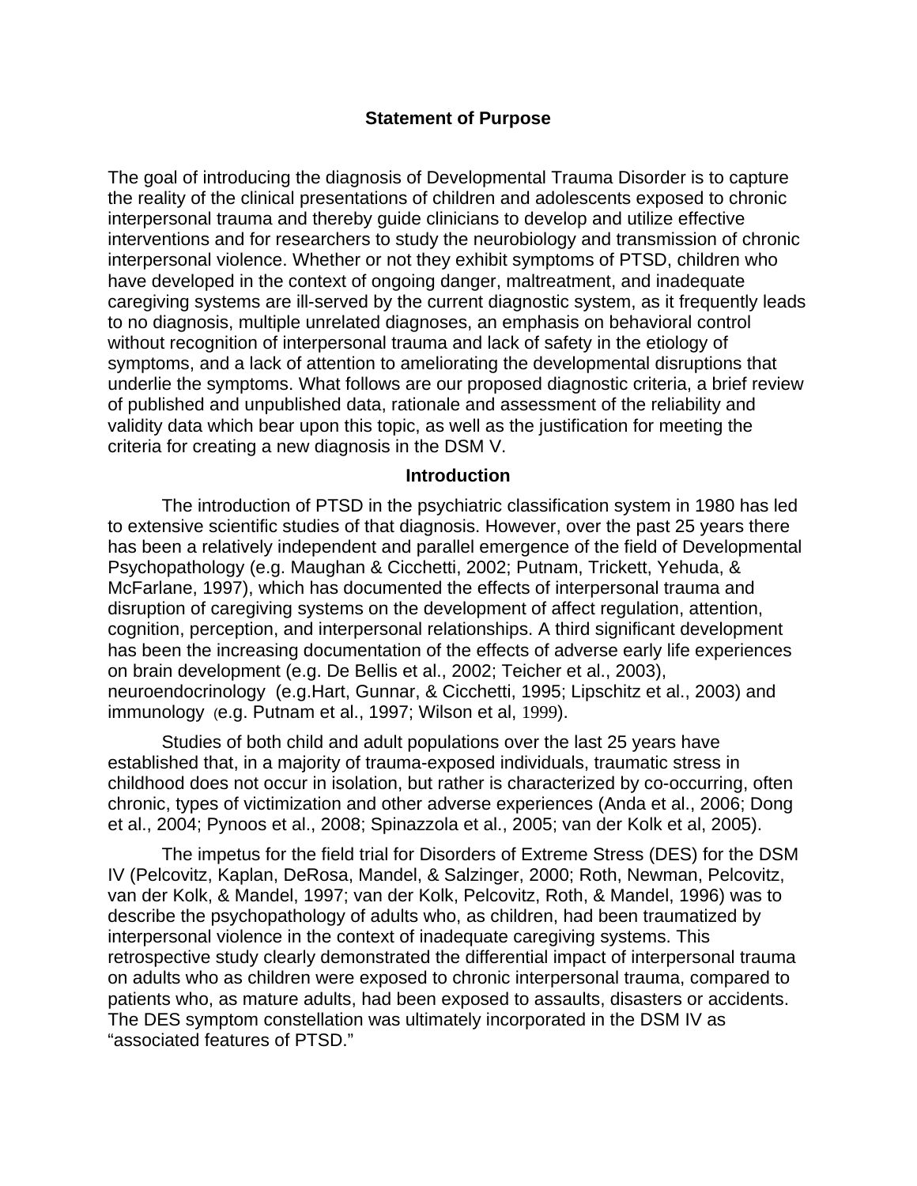## Statement of Purpose

The goal of introducing the diagnosis of Developmental Trauma Disorder is to capture the reality of the clinical presentations of children and adolescents exposed to chronic interpersonal trauma and thereby guide clinicians to develop and utilize effective interventions and for researchers to study the neurobiology and transmission of chronic interpersonal violence. Whether or not they exhibit symptoms of PTSD, children who have developed in the context of ongoing danger, maltreatment, and inadequate caregiving systems are ill-served by the current diagnostic system, as it frequently leads to no diagnosis, multiple unrelated diagnoses, an emphasis on behavioral control without recognition of interpersonal trauma and lack of safety in the etiology of symptoms, and a lack of attention to ameliorating the developmental disruptions that underlie the symptoms. What follows are our proposed diagnostic criteria, a brief review of published and unpublished data, rationale and assessment of the reliability and validity data which bear upon this topic, as well as the justification for meeting the criteria for creating a new diagnosis in the DSM V.

## Introduction

The introduction of PTSD in the psychiatric classification system in 1980 has led to extensive scientific studies of that diagnosis. However, over the past 25 years there has been a relatively independent and parallel emergence of the field of Developmental Psychopathology (e.g. Maughan & Cicchetti, 2002; Putnam, Trickett, Yehuda, & McFarlane, 1997), which has documented the effects of interpersonal trauma and disruption of caregiving systems on the development of affect regulation, attention, cognition, perception, and interpersonal relationships. A third significant development has been the increasing documentation of the effects of adverse early life experiences on brain development (e.g. De Bellis et al., 2002; Teicher et al., 2003), neuroendocrinology (e.g.Hart, Gunnar, & Cicchetti, 1995; Lipschitz et al., 2003) and immunology (e.g. Putnam et al., 1997; Wilson et al, 1999).

Studies of both child and adult populations over the last 25 years have established that, in a majority of trauma-exposed individuals, traumatic stress in childhood does not occur in isolation, but rather is characterized by co-occurring, often chronic, types of victimization and other adverse experiences (Anda et al., 2006; Dong et al., 2004; Pynoos et al., 2008; Spinazzola et al., 2005; van der Kolk et al, 2005).

The impetus for the field trial for Disorders of Extreme Stress (DES) for the DSM IV (Pelcovitz, Kaplan, DeRosa, Mandel, & Salzinger, 2000; Roth, Newman, Pelcovitz, van der Kolk, & Mandel, 1997; van der Kolk, Pelcovitz, Roth, & Mandel, 1996) was to describe the psychopathology of adults who, as children, had been traumatized by interpersonal violence in the context of inadequate caregiving systems. This retrospective study clearly demonstrated the differential impact of interpersonal trauma on adults who as children were exposed to chronic interpersonal trauma, compared to patients who, as mature adults, had been exposed to assaults, disasters or accidents. The DES symptom constellation was ultimately incorporated in the DSM IV as "associated features of PTSD."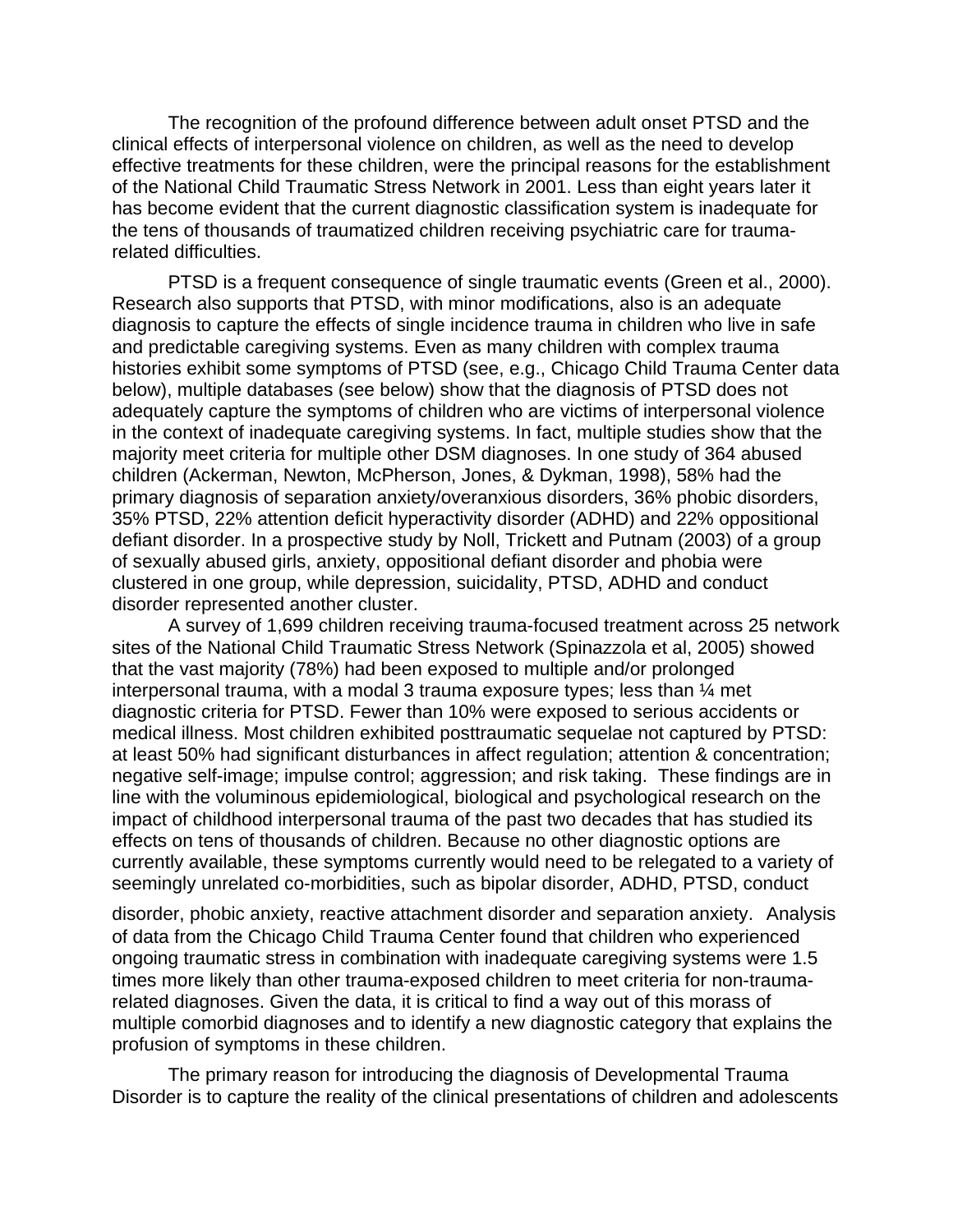The recognition of the profound difference between adult onset PTSD and the clinical effects of interpersonal violence on children, as well as the need to develop effective treatments for these children, were the principal reasons for the establishment of the National Child Traumatic Stress Network in 2001. Less than eight years later it has become evident that the current diagnostic classification system is inadequate for the tens of thousands of traumatized children receiving psychiatric care for trauma-related difficulties.

PTSD is a frequent consequence of single traumatic events (Green et al., 2000). Research also supports that PTSD, with minor modifications, also is an adequate diagnosis to capture the effects of single incidence trauma in children who live in safe and predictable caregiving systems. Even as many children with complex trauma histories exhibit some symptoms of PTSD (see, e.g., Chicago Child Trauma Center data below), multiple databases (see below) show that the diagnosis of PTSD does not adequately capture the symptoms of children who are victims of interpersonal violence in the context of inadequate caregiving systems. In fact, multiple studies show that the majority meet criteria for multiple other DSM diagnoses. In one study of 364 abused children (Ackerman, Newton, McPherson, Jones, & Dykman, 1998), 58% had the primary diagnosis of separation anxiety/overanxious disorders, 36% phobic disorders, 35% PTSD, 22% attention deficit hyperactivity disorder (ADHD) and 22% oppositional defiant disorder. In a prospective study by Noll, Trickett and Putnam (2003) of a group of sexually abused girls, anxiety, oppositional defiant disorder and phobia were clustered in one group, while depression, suicidality, PTSD, ADHD and conduct disorder represented another cluster.

A survey of 1,699 children receiving trauma-focused treatment across 25 network sites of the National Child Traumatic Stress Network (Spinazzola et al, 2005) showed that the vast majority (78%) had been exposed to multiple and/or prolonged interpersonal trauma, with a modal 3 trauma exposure types; less than ¼ met diagnostic criteria for PTSD. Fewer than 10% were exposed to serious accidents or medical illness. Most children exhibited posttraumatic sequelae not captured by PTSD: at least 50% had significant disturbances in affect regulation; attention & concentration; negative self-image; impulse control; aggression; and risk taking. These findings are in line with the voluminous epidemiological, biological and psychological research on the impact of childhood interpersonal trauma of the past two decades that has studied its effects on tens of thousands of children. Because no other diagnostic options are currently available, these symptoms currently would need to be relegated to a variety of seemingly unrelated co-morbidities, such as bipolar disorder, ADHD, PTSD, conduct disorder, phobic anxiety, reactive attachment disorder and separation anxiety. Analysis of data from the Chicago Child Trauma Center found that children who experienced ongoing traumatic stress in combination with inadequate caregiving systems were 1.5 times more likely than other trauma-exposed children to meet criteria for non-trauma-related diagnoses. Given the data, it is critical to find a way out of this morass of multiple comorbid diagnoses and to identify a new diagnostic category that explains the profusion of symptoms in these children.

The primary reason for introducing the diagnosis of Developmental Trauma Disorder is to capture the reality of the clinical presentations of children and adolescents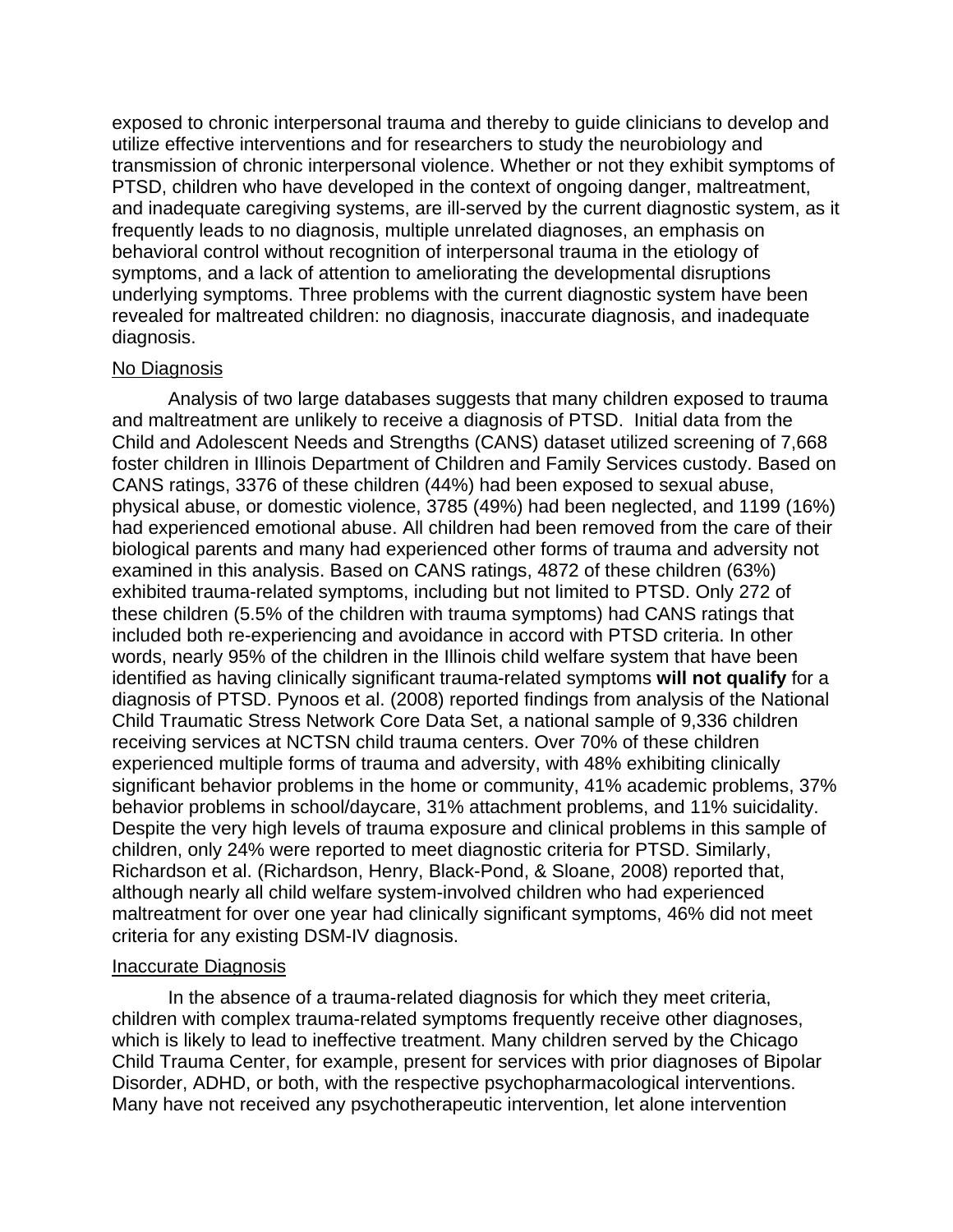exposed to chronic interpersonal trauma and thereby to guide clinicians to develop and utilize effective interventions and for researchers to study the neurobiology and transmission of chronic interpersonal violence. Whether or not they exhibit symptoms of PTSD, children who have developed in the context of ongoing danger, maltreatment, and inadequate caregiving systems, are ill-served by the current diagnostic system, as it frequently leads to no diagnosis, multiple unrelated diagnoses, an emphasis on behavioral control without recognition of interpersonal trauma in the etiology of symptoms, and a lack of attention to ameliorating the developmental disruptions underlying symptoms. Three problems with the current diagnostic system have been revealed for maltreated children: no diagnosis, inaccurate diagnosis, and inadequate diagnosis.

No Diagnosis

Analysis of two large databases suggests that many children exposed to trauma and maltreatment are unlikely to receive a diagnosis of PTSD. Initial data from the Child and Adolescent Needs and Strengths (CANS) dataset utilized screening of 7,668 foster children in Illinois Department of Children and Family Services custody. Based on CANS ratings, 3376 of these children (44%) had been exposed to sexual abuse, physical abuse, or domestic violence, 3785 (49%) had been neglected, and 1199 (16%) had experienced emotional abuse. All children had been removed from the care of their biological parents and many had experienced other forms of trauma and adversity not examined in this analysis. Based on CANS ratings, 4872 of these children (63%) exhibited trauma-related symptoms, including but not limited to PTSD. Only 272 of these children (5.5% of the children with trauma symptoms) had CANS ratings that included both re-experiencing and avoidance in accord with PTSD criteria. In other words, nearly 95% of the children in the Illinois child welfare system that have been identified as having clinically significant trauma-related symptoms **will not qualify** for a diagnosis of PTSD. Pynoos et al. (2008) reported findings from analysis of the National Child Traumatic Stress Network Core Data Set, a national sample of 9,336 children receiving services at NCTSN child trauma centers. Over 70% of these children experienced multiple forms of trauma and adversity, with 48% exhibiting clinically significant behavior problems in the home or community, 41% academic problems, 37% behavior problems in school/daycare, 31% attachment problems, and 11% suicidality. Despite the very high levels of trauma exposure and clinical problems in this sample of children, only 24% were reported to meet diagnostic criteria for PTSD. Similarly, Richardson et al. (Richardson, Henry, Black-Pond, & Sloane, 2008) reported that, although nearly all child welfare system-involved children who had experienced maltreatment for over one year had clinically significant symptoms, 46% did not meet criteria for any existing DSM-IV diagnosis.

Inaccurate Diagnosis

In the absence of a trauma-related diagnosis for which they meet criteria, children with complex trauma-related symptoms frequently receive other diagnoses, which is likely to lead to ineffective treatment. Many children served by the Chicago Child Trauma Center, for example, present for services with prior diagnoses of Bipolar Disorder, ADHD, or both, with the respective psychopharmacological interventions. Many have not received any psychotherapeutic intervention, let alone intervention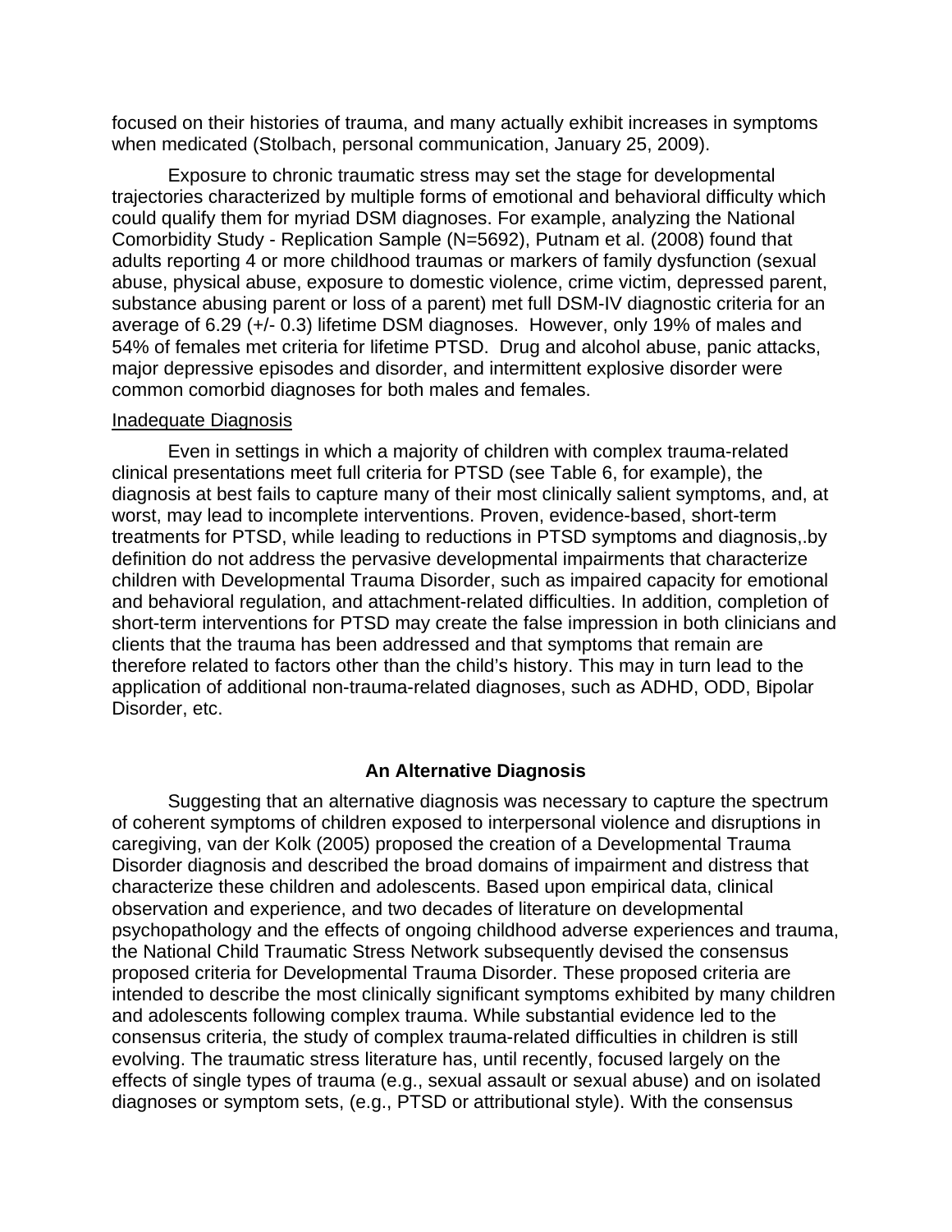focused on their histories of trauma, and many actually exhibit increases in symptoms when medicated (Stolbach, personal communication, January 25, 2009).

Exposure to chronic traumatic stress may set the stage for developmental trajectories characterized by multiple forms of emotional and behavioral difficulty which could qualify them for myriad DSM diagnoses. For example, analyzing the National Comorbidity Study - Replication Sample (N=5692), Putnam et al. (2008) found that adults reporting 4 or more childhood traumas or markers of family dysfunction (sexual abuse, physical abuse, exposure to domestic violence, crime victim, depressed parent, substance abusing parent or loss of a parent) met full DSM-IV diagnostic criteria for an average of 6.29 (+/- 0.3) lifetime DSM diagnoses. However, only 19% of males and 54% of females met criteria for lifetime PTSD. Drug and alcohol abuse, panic attacks, major depressive episodes and disorder, and intermittent explosive disorder were common comorbid diagnoses for both males and females.

Inadequate Diagnosis

Even in settings in which a majority of children with complex trauma-related clinical presentations meet full criteria for PTSD (see Table 6, for example), the diagnosis at best fails to capture many of their most clinically salient symptoms, and, at worst, may lead to incomplete interventions. Proven, evidence-based, short-term treatments for PTSD, while leading to reductions in PTSD symptoms and diagnosis,.by definition do not address the pervasive developmental impairments that characterize children with Developmental Trauma Disorder, such as impaired capacity for emotional and behavioral regulation, and attachment-related difficulties. In addition, completion of short-term interventions for PTSD may create the false impression in both clinicians and clients that the trauma has been addressed and that symptoms that remain are therefore related to factors other than the child's history. This may in turn lead to the application of additional non-trauma-related diagnoses, such as ADHD, ODD, Bipolar Disorder, etc.

## An Alternative Diagnosis

Suggesting that an alternative diagnosis was necessary to capture the spectrum of coherent symptoms of children exposed to interpersonal violence and disruptions in caregiving, van der Kolk (2005) proposed the creation of a Developmental Trauma Disorder diagnosis and described the broad domains of impairment and distress that characterize these children and adolescents. Based upon empirical data, clinical observation and experience, and two decades of literature on developmental psychopathology and the effects of ongoing childhood adverse experiences and trauma, the National Child Traumatic Stress Network subsequently devised the consensus proposed criteria for Developmental Trauma Disorder. These proposed criteria are intended to describe the most clinically significant symptoms exhibited by many children and adolescents following complex trauma. While substantial evidence led to the consensus criteria, the study of complex trauma-related difficulties in children is still evolving. The traumatic stress literature has, until recently, focused largely on the effects of single types of trauma (e.g., sexual assault or sexual abuse) and on isolated diagnoses or symptom sets, (e.g., PTSD or attributional style). With the consensus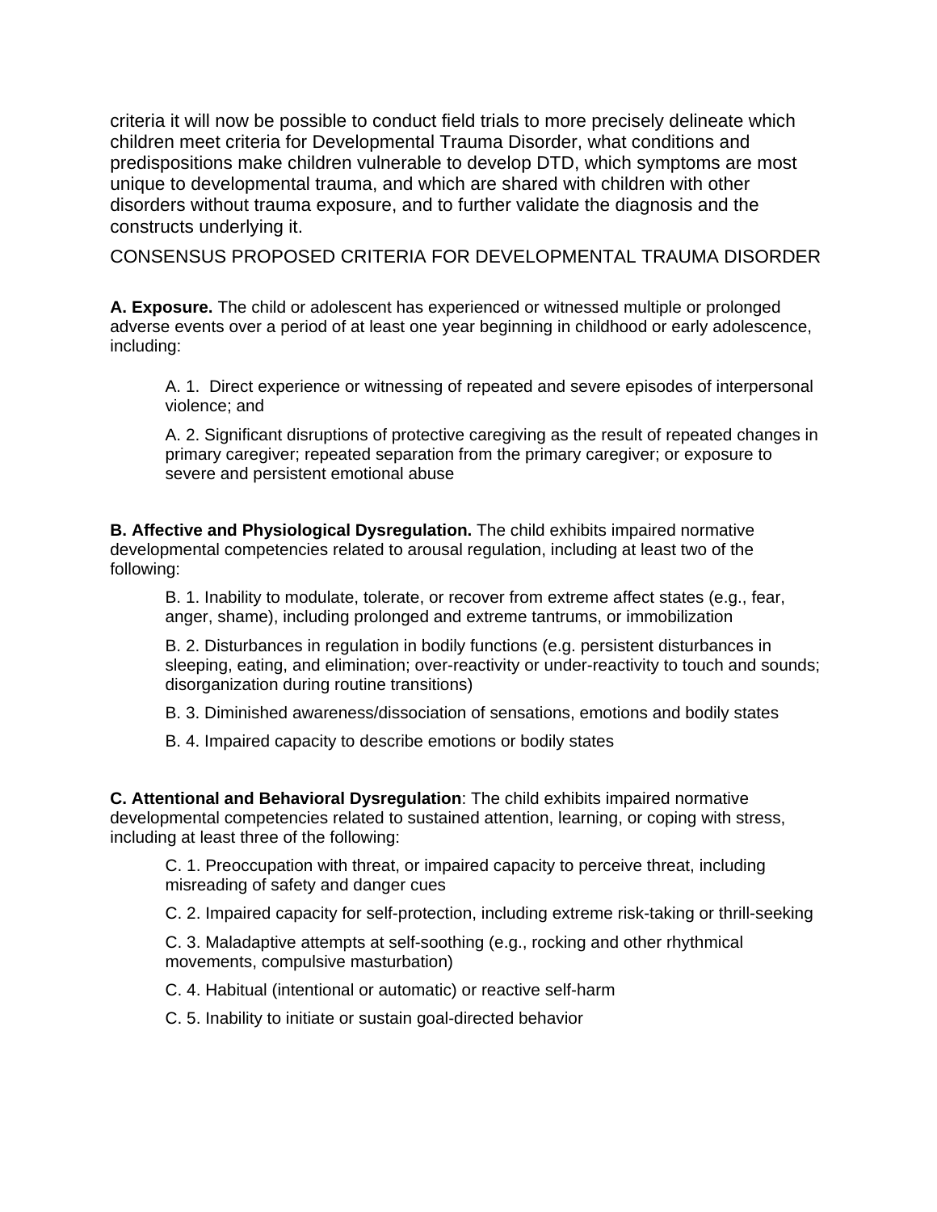criteria it will now be possible to conduct field trials to more precisely delineate which children meet criteria for Developmental Trauma Disorder, what conditions and predispositions make children vulnerable to develop DTD, which symptoms are most unique to developmental trauma, and which are shared with children with other disorders without trauma exposure, and to further validate the diagnosis and the constructs underlying it.

## CONSENSUS PROPOSED CRITERIA FOR DEVELOPMENTAL TRAUMA DISORDER

**A. Exposure.** The child or adolescent has experienced or witnessed multiple or prolonged adverse events over a period of at least one year beginning in childhood or early adolescence, including:

> A. 1. Direct experience or witnessing of repeated and severe episodes of interpersonal violence; and
>
> A. 2. Significant disruptions of protective caregiving as the result of repeated changes in primary caregiver; repeated separation from the primary caregiver; or exposure to severe and persistent emotional abuse

**B. Affective and Physiological Dysregulation.** The child exhibits impaired normative developmental competencies related to arousal regulation, including at least two of the following:

> B. 1. Inability to modulate, tolerate, or recover from extreme affect states (e.g., fear, anger, shame), including prolonged and extreme tantrums, or immobilization
>
> B. 2. Disturbances in regulation in bodily functions (e.g. persistent disturbances in sleeping, eating, and elimination; over-reactivity or under-reactivity to touch and sounds; disorganization during routine transitions)
>
> B. 3. Diminished awareness/dissociation of sensations, emotions and bodily states
>
> B. 4. Impaired capacity to describe emotions or bodily states

**C. Attentional and Behavioral Dysregulation**: The child exhibits impaired normative developmental competencies related to sustained attention, learning, or coping with stress, including at least three of the following:

> C. 1. Preoccupation with threat, or impaired capacity to perceive threat, including misreading of safety and danger cues
>
> C. 2. Impaired capacity for self-protection, including extreme risk-taking or thrill-seeking
>
> C. 3. Maladaptive attempts at self-soothing (e.g., rocking and other rhythmical movements, compulsive masturbation)
>
> C. 4. Habitual (intentional or automatic) or reactive self-harm
>
> C. 5. Inability to initiate or sustain goal-directed behavior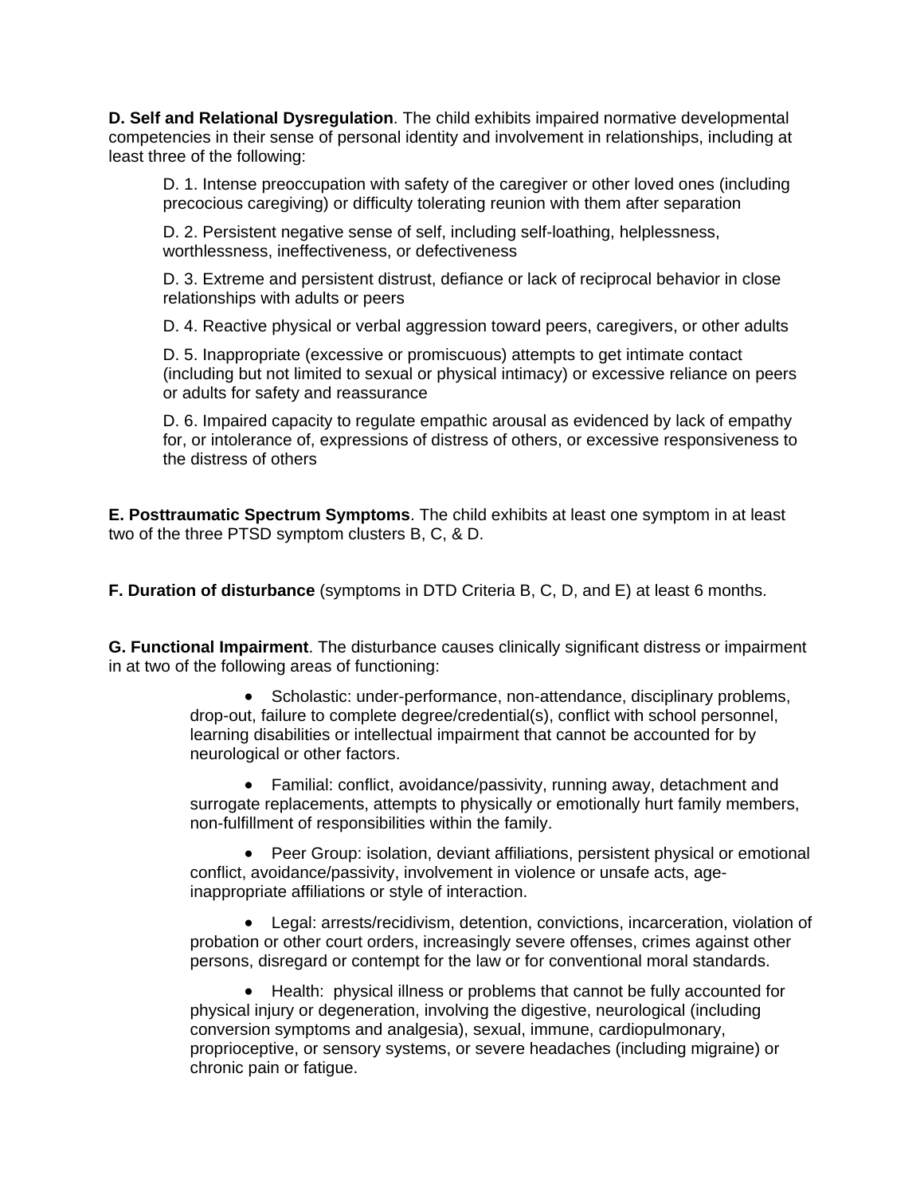**D. Self and Relational Dysregulation**. The child exhibits impaired normative developmental competencies in their sense of personal identity and involvement in relationships, including at least three of the following:

D. 1. Intense preoccupation with safety of the caregiver or other loved ones (including precocious caregiving) or difficulty tolerating reunion with them after separation

D. 2. Persistent negative sense of self, including self-loathing, helplessness, worthlessness, ineffectiveness, or defectiveness

D. 3. Extreme and persistent distrust, defiance or lack of reciprocal behavior in close relationships with adults or peers

D. 4. Reactive physical or verbal aggression toward peers, caregivers, or other adults

D. 5. Inappropriate (excessive or promiscuous) attempts to get intimate contact (including but not limited to sexual or physical intimacy) or excessive reliance on peers or adults for safety and reassurance

D. 6. Impaired capacity to regulate empathic arousal as evidenced by lack of empathy for, or intolerance of, expressions of distress of others, or excessive responsiveness to the distress of others

**E. Posttraumatic Spectrum Symptoms**. The child exhibits at least one symptom in at least two of the three PTSD symptom clusters B, C, & D.

**F. Duration of disturbance** (symptoms in DTD Criteria B, C, D, and E) at least 6 months.

**G. Functional Impairment**. The disturbance causes clinically significant distress or impairment in at two of the following areas of functioning:

- Scholastic: under-performance, non-attendance, disciplinary problems, drop-out, failure to complete degree/credential(s), conflict with school personnel, learning disabilities or intellectual impairment that cannot be accounted for by neurological or other factors.
- Familial: conflict, avoidance/passivity, running away, detachment and surrogate replacements, attempts to physically or emotionally hurt family members, non-fulfillment of responsibilities within the family.
- Peer Group: isolation, deviant affiliations, persistent physical or emotional conflict, avoidance/passivity, involvement in violence or unsafe acts, age-inappropriate affiliations or style of interaction.
- Legal: arrests/recidivism, detention, convictions, incarceration, violation of probation or other court orders, increasingly severe offenses, crimes against other persons, disregard or contempt for the law or for conventional moral standards.
- Health: physical illness or problems that cannot be fully accounted for physical injury or degeneration, involving the digestive, neurological (including conversion symptoms and analgesia), sexual, immune, cardiopulmonary, proprioceptive, or sensory systems, or severe headaches (including migraine) or chronic pain or fatigue.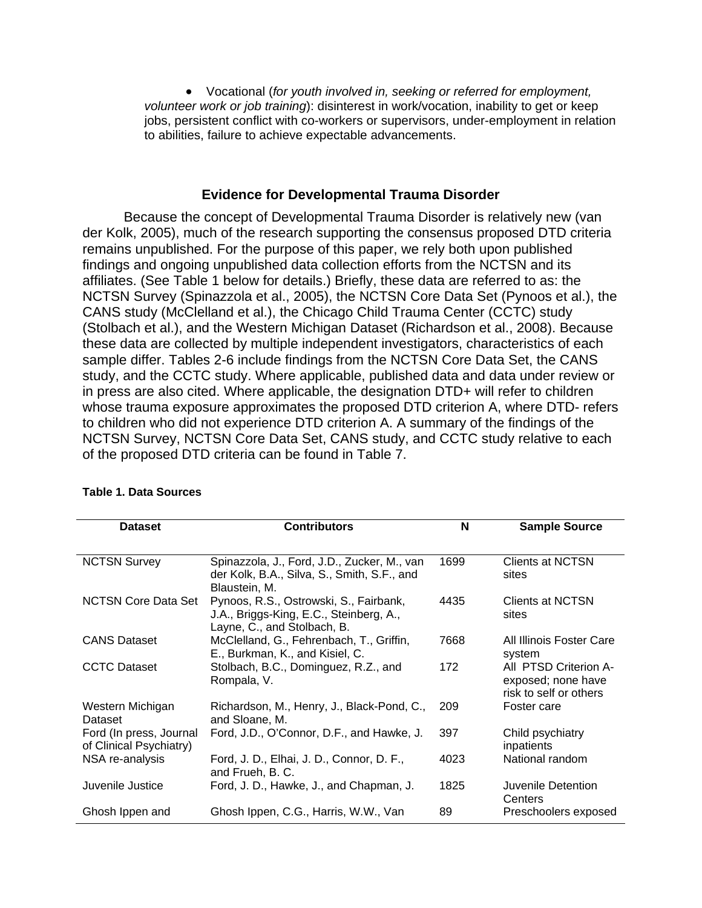- Vocational (*for youth involved in, seeking or referred for employment, volunteer work or job training*): disinterest in work/vocation, inability to get or keep jobs, persistent conflict with co-workers or supervisors, under-employment in relation to abilities, failure to achieve expectable advancements.

## Evidence for Developmental Trauma Disorder

Because the concept of Developmental Trauma Disorder is relatively new (van der Kolk, 2005), much of the research supporting the consensus proposed DTD criteria remains unpublished. For the purpose of this paper, we rely both upon published findings and ongoing unpublished data collection efforts from the NCTSN and its affiliates. (See Table 1 below for details.) Briefly, these data are referred to as: the NCTSN Survey (Spinazzola et al., 2005), the NCTSN Core Data Set (Pynoos et al.), the CANS study (McClelland et al.), the Chicago Child Trauma Center (CCTC) study (Stolbach et al.), and the Western Michigan Dataset (Richardson et al., 2008). Because these data are collected by multiple independent investigators, characteristics of each sample differ. Tables 2-6 include findings from the NCTSN Core Data Set, the CANS study, and the CCTC study. Where applicable, published data and data under review or in press are also cited. Where applicable, the designation DTD+ will refer to children whose trauma exposure approximates the proposed DTD criterion A, where DTD- refers to children who did not experience DTD criterion A. A summary of the findings of the NCTSN Survey, NCTSN Core Data Set, CANS study, and CCTC study relative to each of the proposed DTD criteria can be found in Table 7.

**Table 1. Data Sources**

| Dataset | Contributors | N | Sample Source |
|---|---|---|---|
| NCTSN Survey | Spinazzola, J., Ford, J.D., Zucker, M., van der Kolk, B.A., Silva, S., Smith, S.F., and Blaustein, M. | 1699 | Clients at NCTSN sites |
| NCTSN Core Data Set | Pynoos, R.S., Ostrowski, S., Fairbank, J.A., Briggs-King, E.C., Steinberg, A., Layne, C., and Stolbach, B. | 4435 | Clients at NCTSN sites |
| CANS Dataset | McClelland, G., Fehrenbach, T., Griffin, E., Burkman, K., and Kisiel, C. | 7668 | All Illinois Foster Care system |
| CCTC Dataset | Stolbach, B.C., Dominguez, R.Z., and Rompala, V. | 172 | All PTSD Criterion A-exposed; none have risk to self or others |
| Western Michigan Dataset | Richardson, M., Henry, J., Black-Pond, C., and Sloane, M. | 209 | Foster care |
| Ford (In press, Journal of Clinical Psychiatry) | Ford, J.D., O'Connor, D.F., and Hawke, J. | 397 | Child psychiatry inpatients |
| NSA re-analysis | Ford, J. D., Elhai, J. D., Connor, D. F., and Frueh, B. C. | 4023 | National random |
| Juvenile Justice | Ford, J. D., Hawke, J., and Chapman, J. | 1825 | Juvenile Detention Centers |
| Ghosh Ippen and | Ghosh Ippen, C.G., Harris, W.W., Van | 89 | Preschoolers exposed |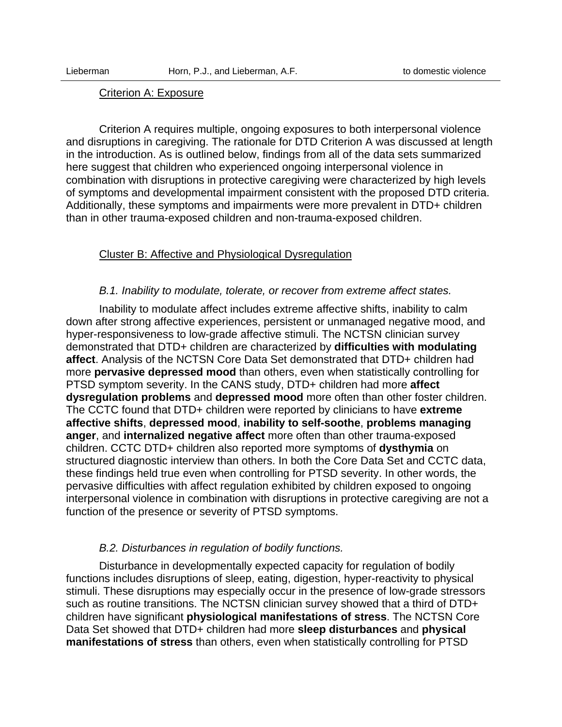Criterion A: Exposure

Criterion A requires multiple, ongoing exposures to both interpersonal violence and disruptions in caregiving. The rationale for DTD Criterion A was discussed at length in the introduction. As is outlined below, findings from all of the data sets summarized here suggest that children who experienced ongoing interpersonal violence in combination with disruptions in protective caregiving were characterized by high levels of symptoms and developmental impairment consistent with the proposed DTD criteria. Additionally, these symptoms and impairments were more prevalent in DTD+ children than in other trauma-exposed children and non-trauma-exposed children.

Cluster B: Affective and Physiological Dysregulation

*B.1. Inability to modulate, tolerate, or recover from extreme affect states.*

Inability to modulate affect includes extreme affective shifts, inability to calm down after strong affective experiences, persistent or unmanaged negative mood, and hyper-responsiveness to low-grade affective stimuli. The NCTSN clinician survey demonstrated that DTD+ children are characterized by **difficulties with modulating affect**. Analysis of the NCTSN Core Data Set demonstrated that DTD+ children had more **pervasive depressed mood** than others, even when statistically controlling for PTSD symptom severity. In the CANS study, DTD+ children had more **affect dysregulation problems** and **depressed mood** more often than other foster children. The CCTC found that DTD+ children were reported by clinicians to have **extreme affective shifts**, **depressed mood**, **inability to self-soothe**, **problems managing anger**, and **internalized negative affect** more often than other trauma-exposed children. CCTC DTD+ children also reported more symptoms of **dysthymia** on structured diagnostic interview than others. In both the Core Data Set and CCTC data, these findings held true even when controlling for PTSD severity. In other words, the pervasive difficulties with affect regulation exhibited by children exposed to ongoing interpersonal violence in combination with disruptions in protective caregiving are not a function of the presence or severity of PTSD symptoms.

*B.2. Disturbances in regulation of bodily functions.*

Disturbance in developmentally expected capacity for regulation of bodily functions includes disruptions of sleep, eating, digestion, hyper-reactivity to physical stimuli. These disruptions may especially occur in the presence of low-grade stressors such as routine transitions. The NCTSN clinician survey showed that a third of DTD+ children have significant **physiological manifestations of stress**. The NCTSN Core Data Set showed that DTD+ children had more **sleep disturbances** and **physical manifestations of stress** than others, even when statistically controlling for PTSD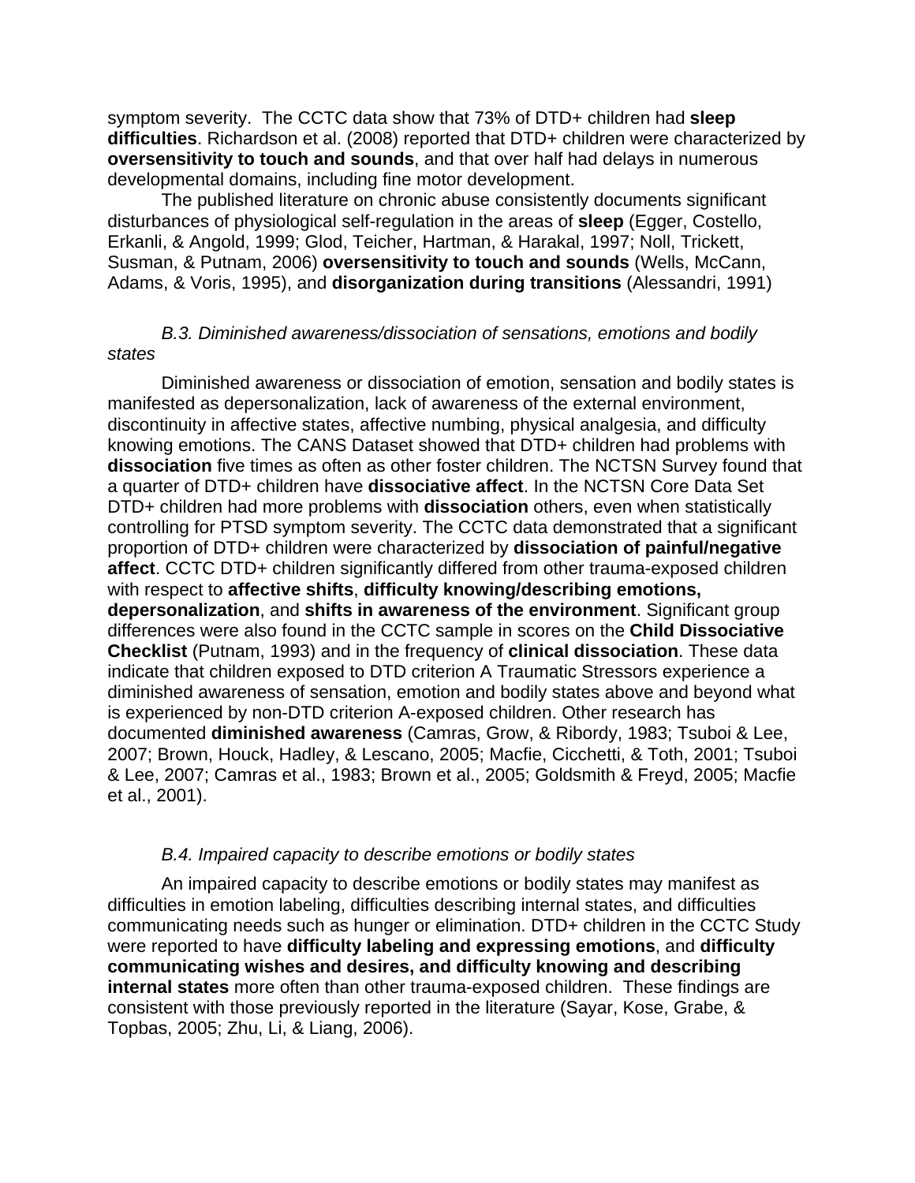symptom severity. The CCTC data show that 73% of DTD+ children had **sleep difficulties**. Richardson et al. (2008) reported that DTD+ children were characterized by **oversensitivity to touch and sounds**, and that over half had delays in numerous developmental domains, including fine motor development.

The published literature on chronic abuse consistently documents significant disturbances of physiological self-regulation in the areas of **sleep** (Egger, Costello, Erkanli, & Angold, 1999; Glod, Teicher, Hartman, & Harakal, 1997; Noll, Trickett, Susman, & Putnam, 2006) **oversensitivity to touch and sounds** (Wells, McCann, Adams, & Voris, 1995), and **disorganization during transitions** (Alessandri, 1991)

*B.3. Diminished awareness/dissociation of sensations, emotions and bodily states*

Diminished awareness or dissociation of emotion, sensation and bodily states is manifested as depersonalization, lack of awareness of the external environment, discontinuity in affective states, affective numbing, physical analgesia, and difficulty knowing emotions. The CANS Dataset showed that DTD+ children had problems with **dissociation** five times as often as other foster children. The NCTSN Survey found that a quarter of DTD+ children have **dissociative affect**. In the NCTSN Core Data Set DTD+ children had more problems with **dissociation** others, even when statistically controlling for PTSD symptom severity. The CCTC data demonstrated that a significant proportion of DTD+ children were characterized by **dissociation of painful/negative affect**. CCTC DTD+ children significantly differed from other trauma-exposed children with respect to **affective shifts**, **difficulty knowing/describing emotions, depersonalization**, and **shifts in awareness of the environment**. Significant group differences were also found in the CCTC sample in scores on the **Child Dissociative Checklist** (Putnam, 1993) and in the frequency of **clinical dissociation**. These data indicate that children exposed to DTD criterion A Traumatic Stressors experience a diminished awareness of sensation, emotion and bodily states above and beyond what is experienced by non-DTD criterion A-exposed children. Other research has documented **diminished awareness** (Camras, Grow, & Ribordy, 1983; Tsuboi & Lee, 2007; Brown, Houck, Hadley, & Lescano, 2005; Macfie, Cicchetti, & Toth, 2001; Tsuboi & Lee, 2007; Camras et al., 1983; Brown et al., 2005; Goldsmith & Freyd, 2005; Macfie et al., 2001).

*B.4. Impaired capacity to describe emotions or bodily states*

An impaired capacity to describe emotions or bodily states may manifest as difficulties in emotion labeling, difficulties describing internal states, and difficulties communicating needs such as hunger or elimination. DTD+ children in the CCTC Study were reported to have **difficulty labeling and expressing emotions**, and **difficulty communicating wishes and desires, and difficulty knowing and describing internal states** more often than other trauma-exposed children. These findings are consistent with those previously reported in the literature (Sayar, Kose, Grabe, & Topbas, 2005; Zhu, Li, & Liang, 2006).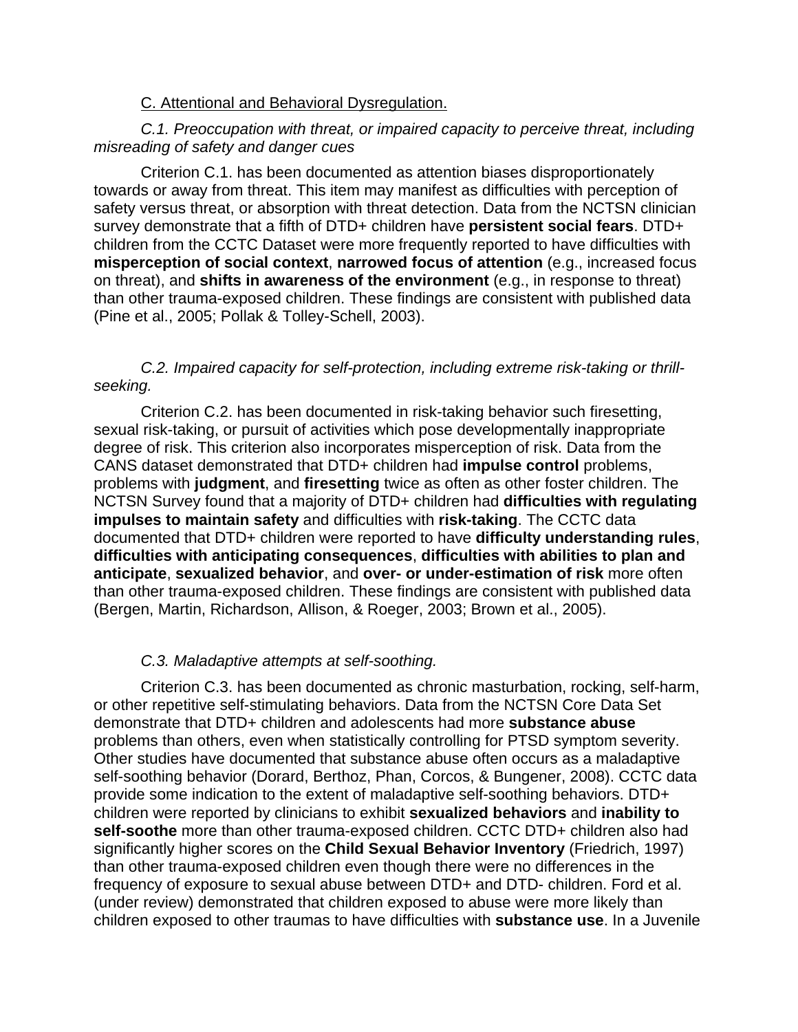C. Attentional and Behavioral Dysregulation.

*C.1. Preoccupation with threat, or impaired capacity to perceive threat, including misreading of safety and danger cues*

Criterion C.1. has been documented as attention biases disproportionately towards or away from threat. This item may manifest as difficulties with perception of safety versus threat, or absorption with threat detection. Data from the NCTSN clinician survey demonstrate that a fifth of DTD+ children have **persistent social fears**. DTD+ children from the CCTC Dataset were more frequently reported to have difficulties with **misperception of social context**, **narrowed focus of attention** (e.g., increased focus on threat), and **shifts in awareness of the environment** (e.g., in response to threat) than other trauma-exposed children. These findings are consistent with published data (Pine et al., 2005; Pollak & Tolley-Schell, 2003).

*C.2. Impaired capacity for self-protection, including extreme risk-taking or thrill-seeking.*

Criterion C.2. has been documented in risk-taking behavior such firesetting, sexual risk-taking, or pursuit of activities which pose developmentally inappropriate degree of risk. This criterion also incorporates misperception of risk. Data from the CANS dataset demonstrated that DTD+ children had **impulse control** problems, problems with **judgment**, and **firesetting** twice as often as other foster children. The NCTSN Survey found that a majority of DTD+ children had **difficulties with regulating impulses to maintain safety** and difficulties with **risk-taking**. The CCTC data documented that DTD+ children were reported to have **difficulty understanding rules**, **difficulties with anticipating consequences**, **difficulties with abilities to plan and anticipate**, **sexualized behavior**, and **over- or under-estimation of risk** more often than other trauma-exposed children. These findings are consistent with published data (Bergen, Martin, Richardson, Allison, & Roeger, 2003; Brown et al., 2005).

*C.3. Maladaptive attempts at self-soothing.*

Criterion C.3. has been documented as chronic masturbation, rocking, self-harm, or other repetitive self-stimulating behaviors. Data from the NCTSN Core Data Set demonstrate that DTD+ children and adolescents had more **substance abuse** problems than others, even when statistically controlling for PTSD symptom severity. Other studies have documented that substance abuse often occurs as a maladaptive self-soothing behavior (Dorard, Berthoz, Phan, Corcos, & Bungener, 2008). CCTC data provide some indication to the extent of maladaptive self-soothing behaviors. DTD+ children were reported by clinicians to exhibit **sexualized behaviors** and **inability to self-soothe** more than other trauma-exposed children. CCTC DTD+ children also had significantly higher scores on the **Child Sexual Behavior Inventory** (Friedrich, 1997) than other trauma-exposed children even though there were no differences in the frequency of exposure to sexual abuse between DTD+ and DTD- children. Ford et al. (under review) demonstrated that children exposed to abuse were more likely than children exposed to other traumas to have difficulties with **substance use**. In a Juvenile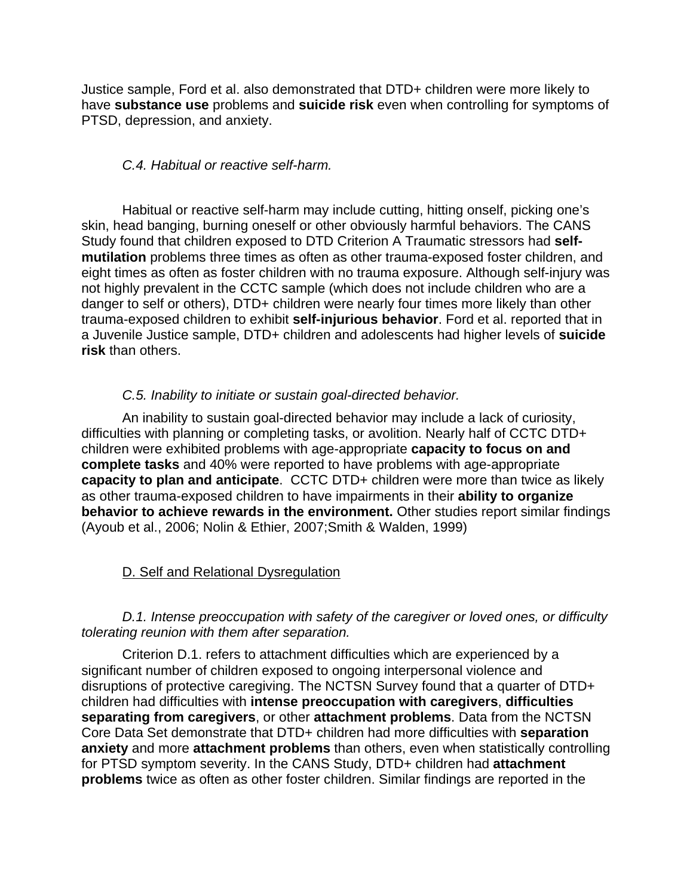Justice sample, Ford et al. also demonstrated that DTD+ children were more likely to have **substance use** problems and **suicide risk** even when controlling for symptoms of PTSD, depression, and anxiety.

*C.4. Habitual or reactive self-harm.*

Habitual or reactive self-harm may include cutting, hitting onself, picking one's skin, head banging, burning oneself or other obviously harmful behaviors. The CANS Study found that children exposed to DTD Criterion A Traumatic stressors had **self-mutilation** problems three times as often as other trauma-exposed foster children, and eight times as often as foster children with no trauma exposure. Although self-injury was not highly prevalent in the CCTC sample (which does not include children who are a danger to self or others), DTD+ children were nearly four times more likely than other trauma-exposed children to exhibit **self-injurious behavior**. Ford et al. reported that in a Juvenile Justice sample, DTD+ children and adolescents had higher levels of **suicide risk** than others.

*C.5. Inability to initiate or sustain goal-directed behavior.*

An inability to sustain goal-directed behavior may include a lack of curiosity, difficulties with planning or completing tasks, or avolition. Nearly half of CCTC DTD+ children were exhibited problems with age-appropriate **capacity to focus on and complete tasks** and 40% were reported to have problems with age-appropriate **capacity to plan and anticipate**. CCTC DTD+ children were more than twice as likely as other trauma-exposed children to have impairments in their **ability to organize behavior to achieve rewards in the environment.** Other studies report similar findings (Ayoub et al., 2006; Nolin & Ethier, 2007;Smith & Walden, 1999)

## D. Self and Relational Dysregulation

*D.1. Intense preoccupation with safety of the caregiver or loved ones, or difficulty tolerating reunion with them after separation.*

Criterion D.1. refers to attachment difficulties which are experienced by a significant number of children exposed to ongoing interpersonal violence and disruptions of protective caregiving. The NCTSN Survey found that a quarter of DTD+ children had difficulties with **intense preoccupation with caregivers**, **difficulties separating from caregivers**, or other **attachment problems**. Data from the NCTSN Core Data Set demonstrate that DTD+ children had more difficulties with **separation anxiety** and more **attachment problems** than others, even when statistically controlling for PTSD symptom severity. In the CANS Study, DTD+ children had **attachment problems** twice as often as other foster children. Similar findings are reported in the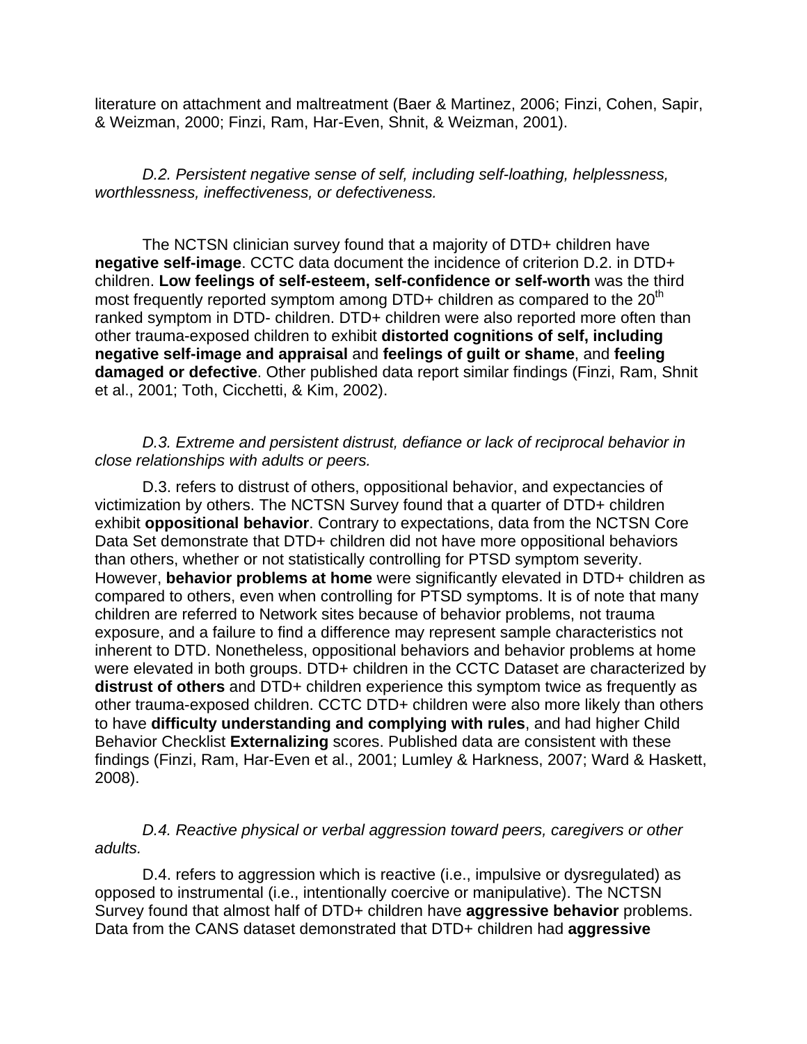literature on attachment and maltreatment (Baer & Martinez, 2006; Finzi, Cohen, Sapir, & Weizman, 2000; Finzi, Ram, Har-Even, Shnit, & Weizman, 2001).

*D.2. Persistent negative sense of self, including self-loathing, helplessness, worthlessness, ineffectiveness, or defectiveness.*

The NCTSN clinician survey found that a majority of DTD+ children have **negative self-image**. CCTC data document the incidence of criterion D.2. in DTD+ children. **Low feelings of self-esteem, self-confidence or self-worth** was the third most frequently reported symptom among DTD+ children as compared to the 20th ranked symptom in DTD- children. DTD+ children were also reported more often than other trauma-exposed children to exhibit **distorted cognitions of self, including negative self-image and appraisal** and **feelings of guilt or shame**, and **feeling damaged or defective**. Other published data report similar findings (Finzi, Ram, Shnit et al., 2001; Toth, Cicchetti, & Kim, 2002).

*D.3. Extreme and persistent distrust, defiance or lack of reciprocal behavior in close relationships with adults or peers.*

D.3. refers to distrust of others, oppositional behavior, and expectancies of victimization by others. The NCTSN Survey found that a quarter of DTD+ children exhibit **oppositional behavior**. Contrary to expectations, data from the NCTSN Core Data Set demonstrate that DTD+ children did not have more oppositional behaviors than others, whether or not statistically controlling for PTSD symptom severity. However, **behavior problems at home** were significantly elevated in DTD+ children as compared to others, even when controlling for PTSD symptoms. It is of note that many children are referred to Network sites because of behavior problems, not trauma exposure, and a failure to find a difference may represent sample characteristics not inherent to DTD. Nonetheless, oppositional behaviors and behavior problems at home were elevated in both groups. DTD+ children in the CCTC Dataset are characterized by **distrust of others** and DTD+ children experience this symptom twice as frequently as other trauma-exposed children. CCTC DTD+ children were also more likely than others to have **difficulty understanding and complying with rules**, and had higher Child Behavior Checklist **Externalizing** scores. Published data are consistent with these findings (Finzi, Ram, Har-Even et al., 2001; Lumley & Harkness, 2007; Ward & Haskett, 2008).

*D.4. Reactive physical or verbal aggression toward peers, caregivers or other adults.*

D.4. refers to aggression which is reactive (i.e., impulsive or dysregulated) as opposed to instrumental (i.e., intentionally coercive or manipulative). The NCTSN Survey found that almost half of DTD+ children have **aggressive behavior** problems. Data from the CANS dataset demonstrated that DTD+ children had **aggressive**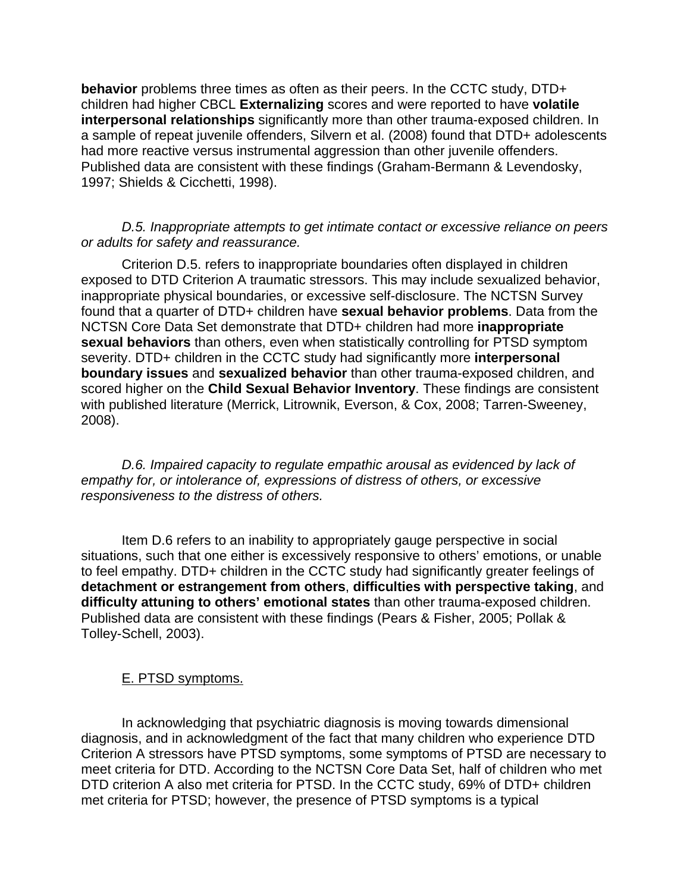**behavior** problems three times as often as their peers. In the CCTC study, DTD+ children had higher CBCL **Externalizing** scores and were reported to have **volatile interpersonal relationships** significantly more than other trauma-exposed children. In a sample of repeat juvenile offenders, Silvern et al. (2008) found that DTD+ adolescents had more reactive versus instrumental aggression than other juvenile offenders. Published data are consistent with these findings (Graham-Bermann & Levendosky, 1997; Shields & Cicchetti, 1998).

*D.5. Inappropriate attempts to get intimate contact or excessive reliance on peers or adults for safety and reassurance.*

Criterion D.5. refers to inappropriate boundaries often displayed in children exposed to DTD Criterion A traumatic stressors. This may include sexualized behavior, inappropriate physical boundaries, or excessive self-disclosure. The NCTSN Survey found that a quarter of DTD+ children have **sexual behavior problems**. Data from the NCTSN Core Data Set demonstrate that DTD+ children had more **inappropriate sexual behaviors** than others, even when statistically controlling for PTSD symptom severity. DTD+ children in the CCTC study had significantly more **interpersonal boundary issues** and **sexualized behavior** than other trauma-exposed children, and scored higher on the **Child Sexual Behavior Inventory**. These findings are consistent with published literature (Merrick, Litrownik, Everson, & Cox, 2008; Tarren-Sweeney, 2008).

*D.6. Impaired capacity to regulate empathic arousal as evidenced by lack of empathy for, or intolerance of, expressions of distress of others, or excessive responsiveness to the distress of others.*

Item D.6 refers to an inability to appropriately gauge perspective in social situations, such that one either is excessively responsive to others' emotions, or unable to feel empathy. DTD+ children in the CCTC study had significantly greater feelings of **detachment or estrangement from others**, **difficulties with perspective taking**, and **difficulty attuning to others' emotional states** than other trauma-exposed children. Published data are consistent with these findings (Pears & Fisher, 2005; Pollak & Tolley-Schell, 2003).

E. PTSD symptoms.

In acknowledging that psychiatric diagnosis is moving towards dimensional diagnosis, and in acknowledgment of the fact that many children who experience DTD Criterion A stressors have PTSD symptoms, some symptoms of PTSD are necessary to meet criteria for DTD. According to the NCTSN Core Data Set, half of children who met DTD criterion A also met criteria for PTSD. In the CCTC study, 69% of DTD+ children met criteria for PTSD; however, the presence of PTSD symptoms is a typical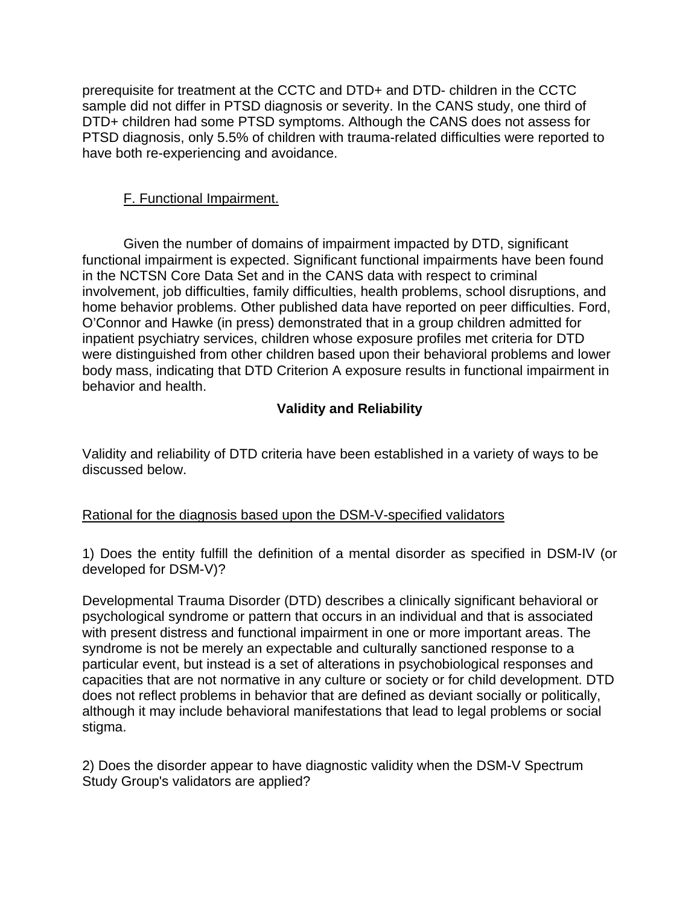prerequisite for treatment at the CCTC and DTD+ and DTD- children in the CCTC sample did not differ in PTSD diagnosis or severity. In the CANS study, one third of DTD+ children had some PTSD symptoms. Although the CANS does not assess for PTSD diagnosis, only 5.5% of children with trauma-related difficulties were reported to have both re-experiencing and avoidance.

F. Functional Impairment.

Given the number of domains of impairment impacted by DTD, significant functional impairment is expected. Significant functional impairments have been found in the NCTSN Core Data Set and in the CANS data with respect to criminal involvement, job difficulties, family difficulties, health problems, school disruptions, and home behavior problems. Other published data have reported on peer difficulties. Ford, O'Connor and Hawke (in press) demonstrated that in a group children admitted for inpatient psychiatry services, children whose exposure profiles met criteria for DTD were distinguished from other children based upon their behavioral problems and lower body mass, indicating that DTD Criterion A exposure results in functional impairment in behavior and health.

## Validity and Reliability

Validity and reliability of DTD criteria have been established in a variety of ways to be discussed below.

Rational for the diagnosis based upon the DSM-V-specified validators

1) Does the entity fulfill the definition of a mental disorder as specified in DSM-IV (or developed for DSM-V)?

Developmental Trauma Disorder (DTD) describes a clinically significant behavioral or psychological syndrome or pattern that occurs in an individual and that is associated with present distress and functional impairment in one or more important areas. The syndrome is not be merely an expectable and culturally sanctioned response to a particular event, but instead is a set of alterations in psychobiological responses and capacities that are not normative in any culture or society or for child development. DTD does not reflect problems in behavior that are defined as deviant socially or politically, although it may include behavioral manifestations that lead to legal problems or social stigma.

2) Does the disorder appear to have diagnostic validity when the DSM-V Spectrum Study Group's validators are applied?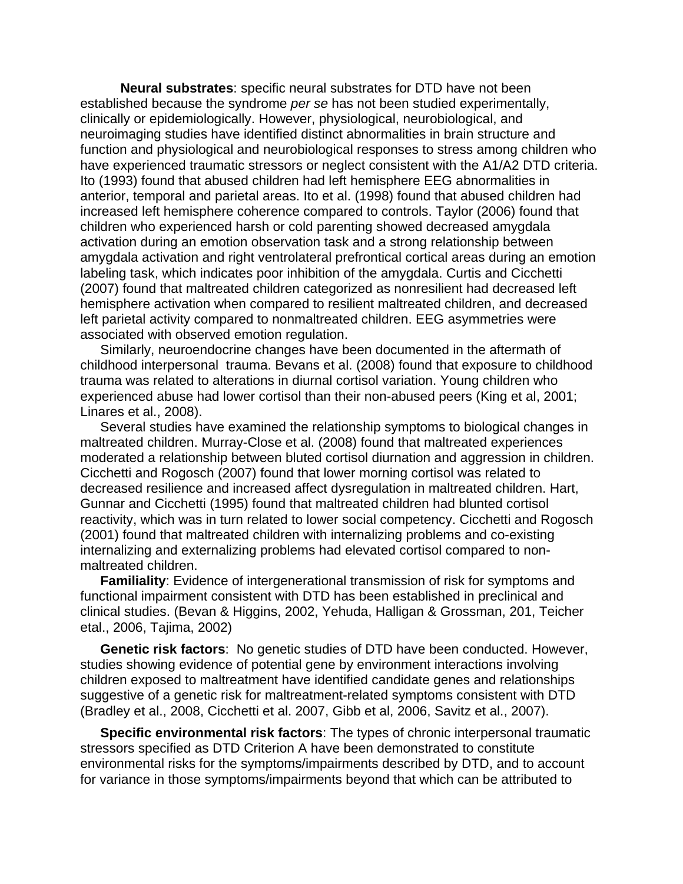**Neural substrates**: specific neural substrates for DTD have not been established because the syndrome *per se* has not been studied experimentally, clinically or epidemiologically. However, physiological, neurobiological, and neuroimaging studies have identified distinct abnormalities in brain structure and function and physiological and neurobiological responses to stress among children who have experienced traumatic stressors or neglect consistent with the A1/A2 DTD criteria. Ito (1993) found that abused children had left hemisphere EEG abnormalities in anterior, temporal and parietal areas. Ito et al. (1998) found that abused children had increased left hemisphere coherence compared to controls. Taylor (2006) found that children who experienced harsh or cold parenting showed decreased amygdala activation during an emotion observation task and a strong relationship between amygdala activation and right ventrolateral prefrontical cortical areas during an emotion labeling task, which indicates poor inhibition of the amygdala. Curtis and Cicchetti (2007) found that maltreated children categorized as nonresilient had decreased left hemisphere activation when compared to resilient maltreated children, and decreased left parietal activity compared to nonmaltreated children. EEG asymmetries were associated with observed emotion regulation.

Similarly, neuroendocrine changes have been documented in the aftermath of childhood interpersonal trauma. Bevans et al. (2008) found that exposure to childhood trauma was related to alterations in diurnal cortisol variation. Young children who experienced abuse had lower cortisol than their non-abused peers (King et al, 2001; Linares et al., 2008).

Several studies have examined the relationship symptoms to biological changes in maltreated children. Murray-Close et al. (2008) found that maltreated experiences moderated a relationship between bluted cortisol diurnation and aggression in children. Cicchetti and Rogosch (2007) found that lower morning cortisol was related to decreased resilience and increased affect dysregulation in maltreated children. Hart, Gunnar and Cicchetti (1995) found that maltreated children had blunted cortisol reactivity, which was in turn related to lower social competency. Cicchetti and Rogosch (2001) found that maltreated children with internalizing problems and co-existing internalizing and externalizing problems had elevated cortisol compared to non-maltreated children.

**Familiality**: Evidence of intergenerational transmission of risk for symptoms and functional impairment consistent with DTD has been established in preclinical and clinical studies. (Bevan & Higgins, 2002, Yehuda, Halligan & Grossman, 201, Teicher etal., 2006, Tajima, 2002)

**Genetic risk factors**: No genetic studies of DTD have been conducted. However, studies showing evidence of potential gene by environment interactions involving children exposed to maltreatment have identified candidate genes and relationships suggestive of a genetic risk for maltreatment-related symptoms consistent with DTD (Bradley et al., 2008, Cicchetti et al. 2007, Gibb et al, 2006, Savitz et al., 2007).

**Specific environmental risk factors**: The types of chronic interpersonal traumatic stressors specified as DTD Criterion A have been demonstrated to constitute environmental risks for the symptoms/impairments described by DTD, and to account for variance in those symptoms/impairments beyond that which can be attributed to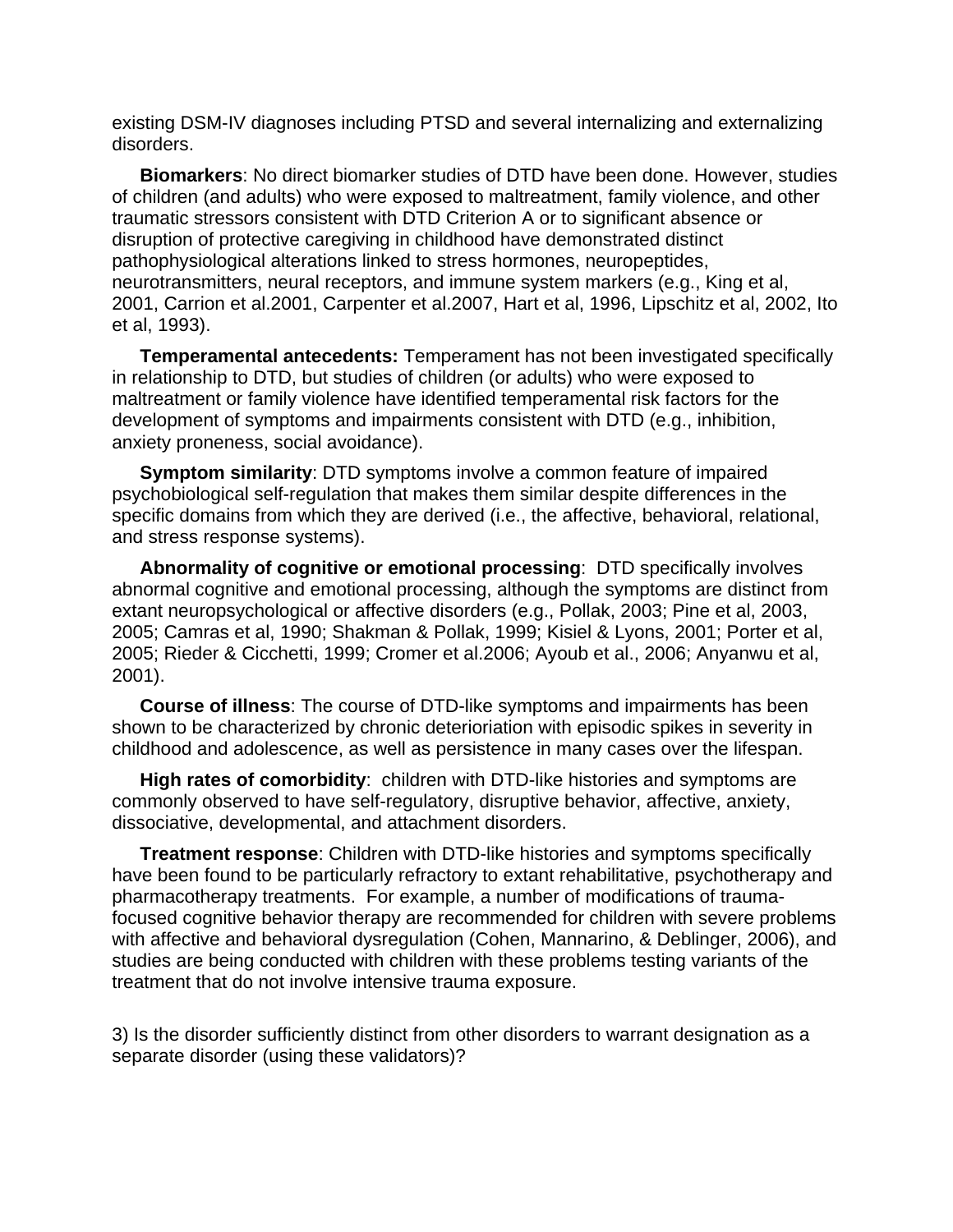existing DSM-IV diagnoses including PTSD and several internalizing and externalizing disorders.

**Biomarkers**: No direct biomarker studies of DTD have been done. However, studies of children (and adults) who were exposed to maltreatment, family violence, and other traumatic stressors consistent with DTD Criterion A or to significant absence or disruption of protective caregiving in childhood have demonstrated distinct pathophysiological alterations linked to stress hormones, neuropeptides, neurotransmitters, neural receptors, and immune system markers (e.g., King et al, 2001, Carrion et al.2001, Carpenter et al.2007, Hart et al, 1996, Lipschitz et al, 2002, Ito et al, 1993).

**Temperamental antecedents:** Temperament has not been investigated specifically in relationship to DTD, but studies of children (or adults) who were exposed to maltreatment or family violence have identified temperamental risk factors for the development of symptoms and impairments consistent with DTD (e.g., inhibition, anxiety proneness, social avoidance).

**Symptom similarity**: DTD symptoms involve a common feature of impaired psychobiological self-regulation that makes them similar despite differences in the specific domains from which they are derived (i.e., the affective, behavioral, relational, and stress response systems).

**Abnormality of cognitive or emotional processing**: DTD specifically involves abnormal cognitive and emotional processing, although the symptoms are distinct from extant neuropsychological or affective disorders (e.g., Pollak, 2003; Pine et al, 2003, 2005; Camras et al, 1990; Shakman & Pollak, 1999; Kisiel & Lyons, 2001; Porter et al, 2005; Rieder & Cicchetti, 1999; Cromer et al.2006; Ayoub et al., 2006; Anyanwu et al, 2001).

**Course of illness**: The course of DTD-like symptoms and impairments has been shown to be characterized by chronic deterioriation with episodic spikes in severity in childhood and adolescence, as well as persistence in many cases over the lifespan.

**High rates of comorbidity**: children with DTD-like histories and symptoms are commonly observed to have self-regulatory, disruptive behavior, affective, anxiety, dissociative, developmental, and attachment disorders.

**Treatment response**: Children with DTD-like histories and symptoms specifically have been found to be particularly refractory to extant rehabilitative, psychotherapy and pharmacotherapy treatments. For example, a number of modifications of trauma-focused cognitive behavior therapy are recommended for children with severe problems with affective and behavioral dysregulation (Cohen, Mannarino, & Deblinger, 2006), and studies are being conducted with children with these problems testing variants of the treatment that do not involve intensive trauma exposure.

3) Is the disorder sufficiently distinct from other disorders to warrant designation as a separate disorder (using these validators)?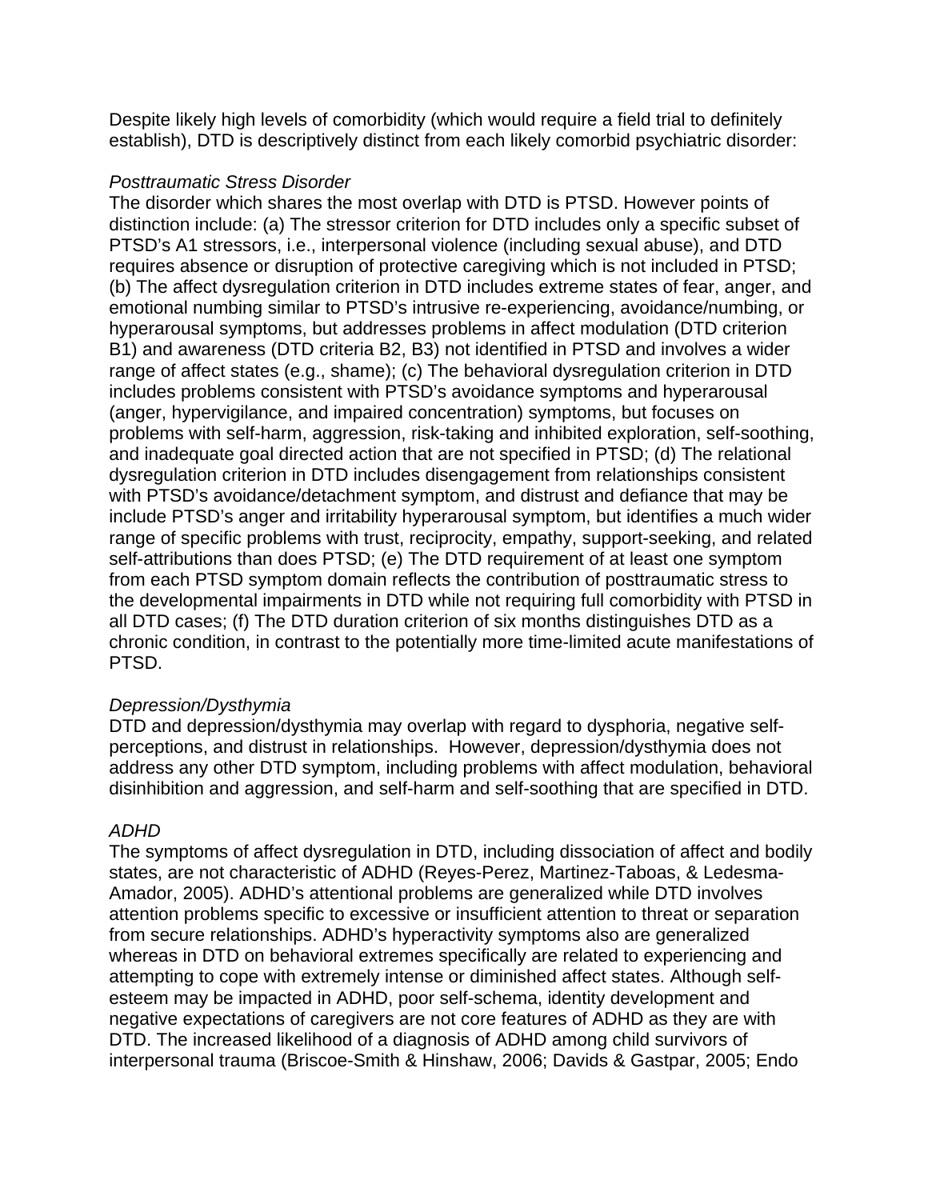Despite likely high levels of comorbidity (which would require a field trial to definitely establish), DTD is descriptively distinct from each likely comorbid psychiatric disorder:

*Posttraumatic Stress Disorder*

The disorder which shares the most overlap with DTD is PTSD. However points of distinction include: (a) The stressor criterion for DTD includes only a specific subset of PTSD's A1 stressors, i.e., interpersonal violence (including sexual abuse), and DTD requires absence or disruption of protective caregiving which is not included in PTSD; (b) The affect dysregulation criterion in DTD includes extreme states of fear, anger, and emotional numbing similar to PTSD's intrusive re-experiencing, avoidance/numbing, or hyperarousal symptoms, but addresses problems in affect modulation (DTD criterion B1) and awareness (DTD criteria B2, B3) not identified in PTSD and involves a wider range of affect states (e.g., shame); (c) The behavioral dysregulation criterion in DTD includes problems consistent with PTSD's avoidance symptoms and hyperarousal (anger, hypervigilance, and impaired concentration) symptoms, but focuses on problems with self-harm, aggression, risk-taking and inhibited exploration, self-soothing, and inadequate goal directed action that are not specified in PTSD; (d) The relational dysregulation criterion in DTD includes disengagement from relationships consistent with PTSD's avoidance/detachment symptom, and distrust and defiance that may be include PTSD's anger and irritability hyperarousal symptom, but identifies a much wider range of specific problems with trust, reciprocity, empathy, support-seeking, and related self-attributions than does PTSD; (e) The DTD requirement of at least one symptom from each PTSD symptom domain reflects the contribution of posttraumatic stress to the developmental impairments in DTD while not requiring full comorbidity with PTSD in all DTD cases; (f) The DTD duration criterion of six months distinguishes DTD as a chronic condition, in contrast to the potentially more time-limited acute manifestations of PTSD.

*Depression/Dysthymia*

DTD and depression/dysthymia may overlap with regard to dysphoria, negative self-perceptions, and distrust in relationships. However, depression/dysthymia does not address any other DTD symptom, including problems with affect modulation, behavioral disinhibition and aggression, and self-harm and self-soothing that are specified in DTD.

*ADHD*

The symptoms of affect dysregulation in DTD, including dissociation of affect and bodily states, are not characteristic of ADHD (Reyes-Perez, Martinez-Taboas, & Ledesma-Amador, 2005). ADHD's attentional problems are generalized while DTD involves attention problems specific to excessive or insufficient attention to threat or separation from secure relationships. ADHD's hyperactivity symptoms also are generalized whereas in DTD on behavioral extremes specifically are related to experiencing and attempting to cope with extremely intense or diminished affect states. Although self-esteem may be impacted in ADHD, poor self-schema, identity development and negative expectations of caregivers are not core features of ADHD as they are with DTD. The increased likelihood of a diagnosis of ADHD among child survivors of interpersonal trauma (Briscoe-Smith & Hinshaw, 2006; Davids & Gastpar, 2005; Endo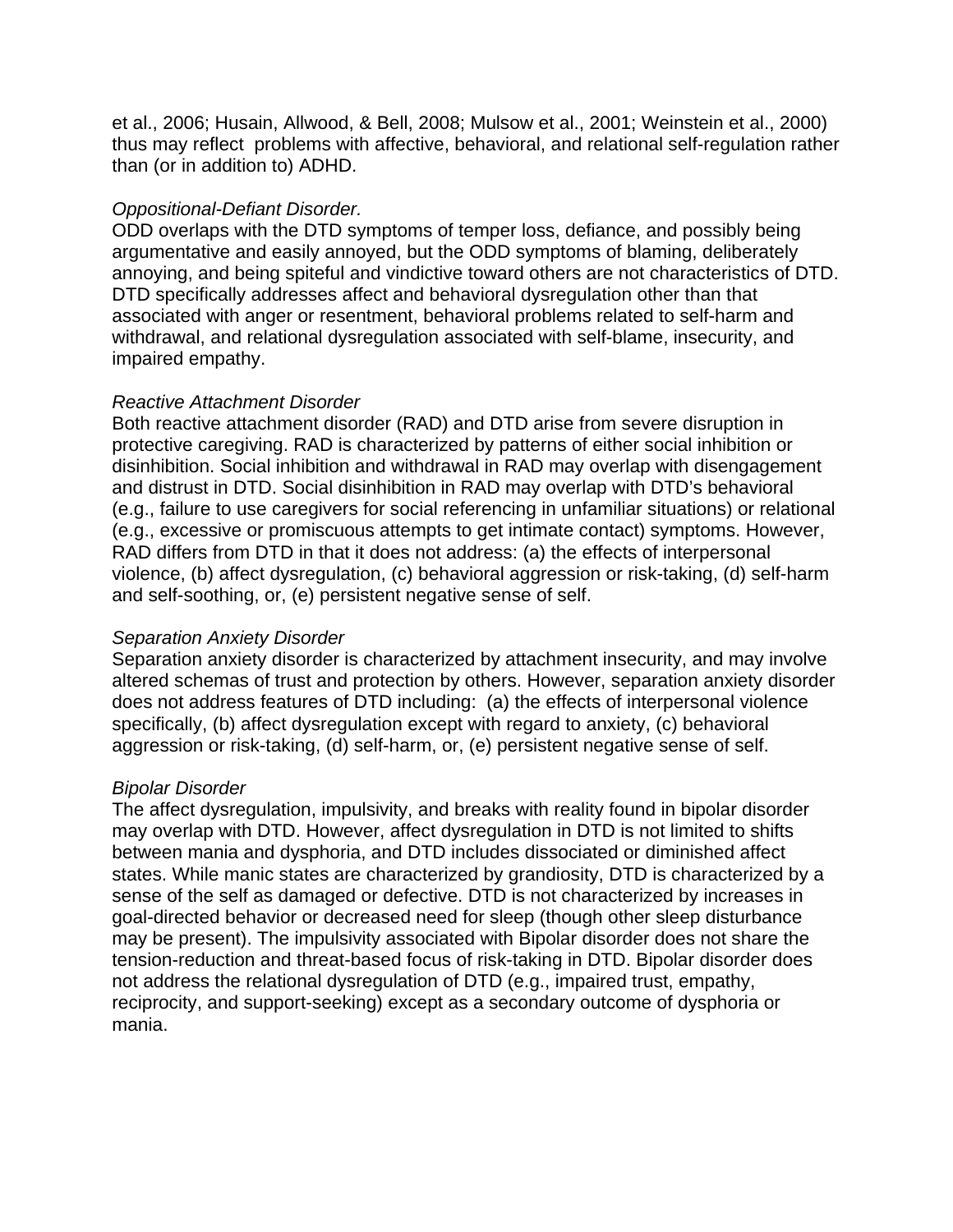et al., 2006; Husain, Allwood, & Bell, 2008; Mulsow et al., 2001; Weinstein et al., 2000) thus may reflect problems with affective, behavioral, and relational self-regulation rather than (or in addition to) ADHD.

*Oppositional-Defiant Disorder.*

ODD overlaps with the DTD symptoms of temper loss, defiance, and possibly being argumentative and easily annoyed, but the ODD symptoms of blaming, deliberately annoying, and being spiteful and vindictive toward others are not characteristics of DTD. DTD specifically addresses affect and behavioral dysregulation other than that associated with anger or resentment, behavioral problems related to self-harm and withdrawal, and relational dysregulation associated with self-blame, insecurity, and impaired empathy.

*Reactive Attachment Disorder*

Both reactive attachment disorder (RAD) and DTD arise from severe disruption in protective caregiving. RAD is characterized by patterns of either social inhibition or disinhibition. Social inhibition and withdrawal in RAD may overlap with disengagement and distrust in DTD. Social disinhibition in RAD may overlap with DTD's behavioral (e.g., failure to use caregivers for social referencing in unfamiliar situations) or relational (e.g., excessive or promiscuous attempts to get intimate contact) symptoms. However, RAD differs from DTD in that it does not address: (a) the effects of interpersonal violence, (b) affect dysregulation, (c) behavioral aggression or risk-taking, (d) self-harm and self-soothing, or, (e) persistent negative sense of self.

*Separation Anxiety Disorder*

Separation anxiety disorder is characterized by attachment insecurity, and may involve altered schemas of trust and protection by others. However, separation anxiety disorder does not address features of DTD including: (a) the effects of interpersonal violence specifically, (b) affect dysregulation except with regard to anxiety, (c) behavioral aggression or risk-taking, (d) self-harm, or, (e) persistent negative sense of self.

*Bipolar Disorder*

The affect dysregulation, impulsivity, and breaks with reality found in bipolar disorder may overlap with DTD. However, affect dysregulation in DTD is not limited to shifts between mania and dysphoria, and DTD includes dissociated or diminished affect states. While manic states are characterized by grandiosity, DTD is characterized by a sense of the self as damaged or defective. DTD is not characterized by increases in goal-directed behavior or decreased need for sleep (though other sleep disturbance may be present). The impulsivity associated with Bipolar disorder does not share the tension-reduction and threat-based focus of risk-taking in DTD. Bipolar disorder does not address the relational dysregulation of DTD (e.g., impaired trust, empathy, reciprocity, and support-seeking) except as a secondary outcome of dysphoria or mania.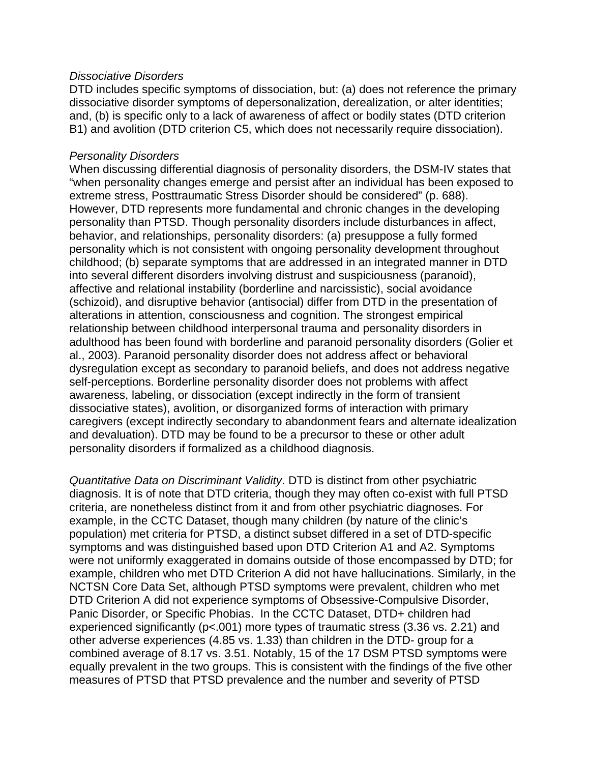*Dissociative Disorders*
DTD includes specific symptoms of dissociation, but: (a) does not reference the primary dissociative disorder symptoms of depersonalization, derealization, or alter identities; and, (b) is specific only to a lack of awareness of affect or bodily states (DTD criterion B1) and avolition (DTD criterion C5, which does not necessarily require dissociation).

*Personality Disorders*
When discussing differential diagnosis of personality disorders, the DSM-IV states that "when personality changes emerge and persist after an individual has been exposed to extreme stress, Posttraumatic Stress Disorder should be considered" (p. 688). However, DTD represents more fundamental and chronic changes in the developing personality than PTSD. Though personality disorders include disturbances in affect, behavior, and relationships, personality disorders: (a) presuppose a fully formed personality which is not consistent with ongoing personality development throughout childhood; (b) separate symptoms that are addressed in an integrated manner in DTD into several different disorders involving distrust and suspiciousness (paranoid), affective and relational instability (borderline and narcissistic), social avoidance (schizoid), and disruptive behavior (antisocial) differ from DTD in the presentation of alterations in attention, consciousness and cognition. The strongest empirical relationship between childhood interpersonal trauma and personality disorders in adulthood has been found with borderline and paranoid personality disorders (Golier et al., 2003). Paranoid personality disorder does not address affect or behavioral dysregulation except as secondary to paranoid beliefs, and does not address negative self-perceptions. Borderline personality disorder does not problems with affect awareness, labeling, or dissociation (except indirectly in the form of transient dissociative states), avolition, or disorganized forms of interaction with primary caregivers (except indirectly secondary to abandonment fears and alternate idealization and devaluation). DTD may be found to be a precursor to these or other adult personality disorders if formalized as a childhood diagnosis.

*Quantitative Data on Discriminant Validity*. DTD is distinct from other psychiatric diagnosis. It is of note that DTD criteria, though they may often co-exist with full PTSD criteria, are nonetheless distinct from it and from other psychiatric diagnoses. For example, in the CCTC Dataset, though many children (by nature of the clinic's population) met criteria for PTSD, a distinct subset differed in a set of DTD-specific symptoms and was distinguished based upon DTD Criterion A1 and A2. Symptoms were not uniformly exaggerated in domains outside of those encompassed by DTD; for example, children who met DTD Criterion A did not have hallucinations. Similarly, in the NCTSN Core Data Set, although PTSD symptoms were prevalent, children who met DTD Criterion A did not experience symptoms of Obsessive-Compulsive Disorder, Panic Disorder, or Specific Phobias. In the CCTC Dataset, DTD+ children had experienced significantly ($p<.001$) more types of traumatic stress (3.36 vs. 2.21) and other adverse experiences (4.85 vs. 1.33) than children in the DTD- group for a combined average of 8.17 vs. 3.51. Notably, 15 of the 17 DSM PTSD symptoms were equally prevalent in the two groups. This is consistent with the findings of the five other measures of PTSD that PTSD prevalence and the number and severity of PTSD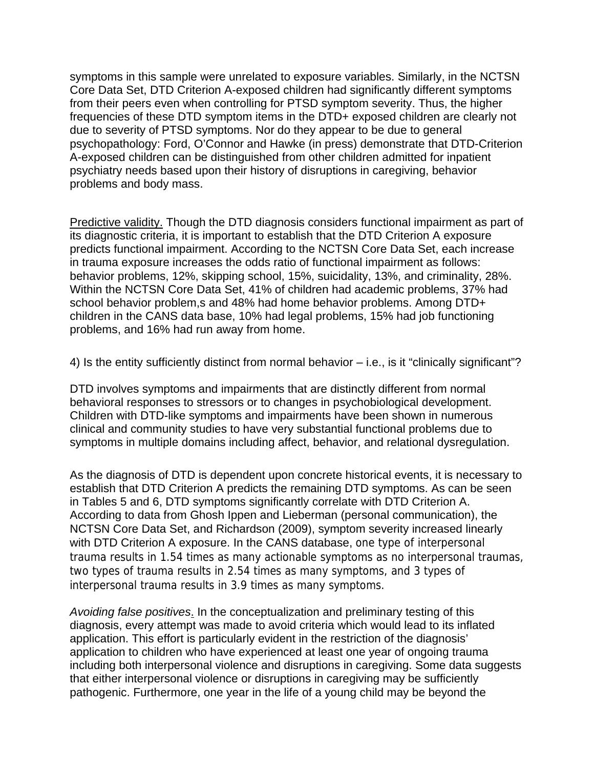symptoms in this sample were unrelated to exposure variables. Similarly, in the NCTSN Core Data Set, DTD Criterion A-exposed children had significantly different symptoms from their peers even when controlling for PTSD symptom severity. Thus, the higher frequencies of these DTD symptom items in the DTD+ exposed children are clearly not due to severity of PTSD symptoms. Nor do they appear to be due to general psychopathology: Ford, O'Connor and Hawke (in press) demonstrate that DTD-Criterion A-exposed children can be distinguished from other children admitted for inpatient psychiatry needs based upon their history of disruptions in caregiving, behavior problems and body mass.

Predictive validity. Though the DTD diagnosis considers functional impairment as part of its diagnostic criteria, it is important to establish that the DTD Criterion A exposure predicts functional impairment. According to the NCTSN Core Data Set, each increase in trauma exposure increases the odds ratio of functional impairment as follows: behavior problems, 12%, skipping school, 15%, suicidality, 13%, and criminality, 28%. Within the NCTSN Core Data Set, 41% of children had academic problems, 37% had school behavior problem,s and 48% had home behavior problems. Among DTD+ children in the CANS data base, 10% had legal problems, 15% had job functioning problems, and 16% had run away from home.

4) Is the entity sufficiently distinct from normal behavior – i.e., is it "clinically significant"?

DTD involves symptoms and impairments that are distinctly different from normal behavioral responses to stressors or to changes in psychobiological development. Children with DTD-like symptoms and impairments have been shown in numerous clinical and community studies to have very substantial functional problems due to symptoms in multiple domains including affect, behavior, and relational dysregulation.

As the diagnosis of DTD is dependent upon concrete historical events, it is necessary to establish that DTD Criterion A predicts the remaining DTD symptoms. As can be seen in Tables 5 and 6, DTD symptoms significantly correlate with DTD Criterion A. According to data from Ghosh Ippen and Lieberman (personal communication), the NCTSN Core Data Set, and Richardson (2009), symptom severity increased linearly with DTD Criterion A exposure. In the CANS database, one type of interpersonal trauma results in 1.54 times as many actionable symptoms as no interpersonal traumas, two types of trauma results in 2.54 times as many symptoms, and 3 types of interpersonal trauma results in 3.9 times as many symptoms.

*Avoiding false positives*. In the conceptualization and preliminary testing of this diagnosis, every attempt was made to avoid criteria which would lead to its inflated application. This effort is particularly evident in the restriction of the diagnosis' application to children who have experienced at least one year of ongoing trauma including both interpersonal violence and disruptions in caregiving. Some data suggests that either interpersonal violence or disruptions in caregiving may be sufficiently pathogenic. Furthermore, one year in the life of a young child may be beyond the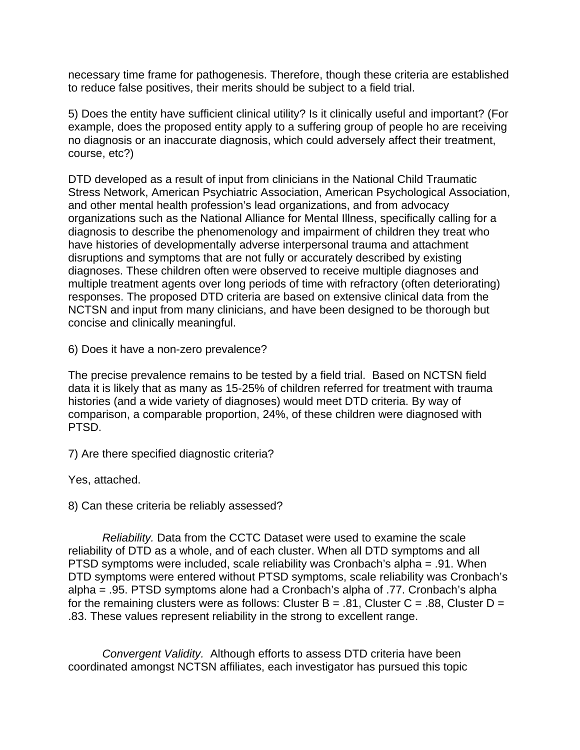necessary time frame for pathogenesis. Therefore, though these criteria are established to reduce false positives, their merits should be subject to a field trial.

5) Does the entity have sufficient clinical utility? Is it clinically useful and important? (For example, does the proposed entity apply to a suffering group of people ho are receiving no diagnosis or an inaccurate diagnosis, which could adversely affect their treatment, course, etc?)

DTD developed as a result of input from clinicians in the National Child Traumatic Stress Network, American Psychiatric Association, American Psychological Association, and other mental health profession's lead organizations, and from advocacy organizations such as the National Alliance for Mental Illness, specifically calling for a diagnosis to describe the phenomenology and impairment of children they treat who have histories of developmentally adverse interpersonal trauma and attachment disruptions and symptoms that are not fully or accurately described by existing diagnoses. These children often were observed to receive multiple diagnoses and multiple treatment agents over long periods of time with refractory (often deteriorating) responses. The proposed DTD criteria are based on extensive clinical data from the NCTSN and input from many clinicians, and have been designed to be thorough but concise and clinically meaningful.

6) Does it have a non-zero prevalence?

The precise prevalence remains to be tested by a field trial. Based on NCTSN field data it is likely that as many as 15-25% of children referred for treatment with trauma histories (and a wide variety of diagnoses) would meet DTD criteria. By way of comparison, a comparable proportion, 24%, of these children were diagnosed with PTSD.

7) Are there specified diagnostic criteria?

Yes, attached.

8) Can these criteria be reliably assessed?

*Reliability.* Data from the CCTC Dataset were used to examine the scale reliability of DTD as a whole, and of each cluster. When all DTD symptoms and all PTSD symptoms were included, scale reliability was Cronbach's alpha = .91. When DTD symptoms were entered without PTSD symptoms, scale reliability was Cronbach's alpha = .95. PTSD symptoms alone had a Cronbach's alpha of .77. Cronbach's alpha for the remaining clusters were as follows: Cluster B = .81, Cluster C = .88, Cluster D = .83. These values represent reliability in the strong to excellent range.

*Convergent Validity.* Although efforts to assess DTD criteria have been coordinated amongst NCTSN affiliates, each investigator has pursued this topic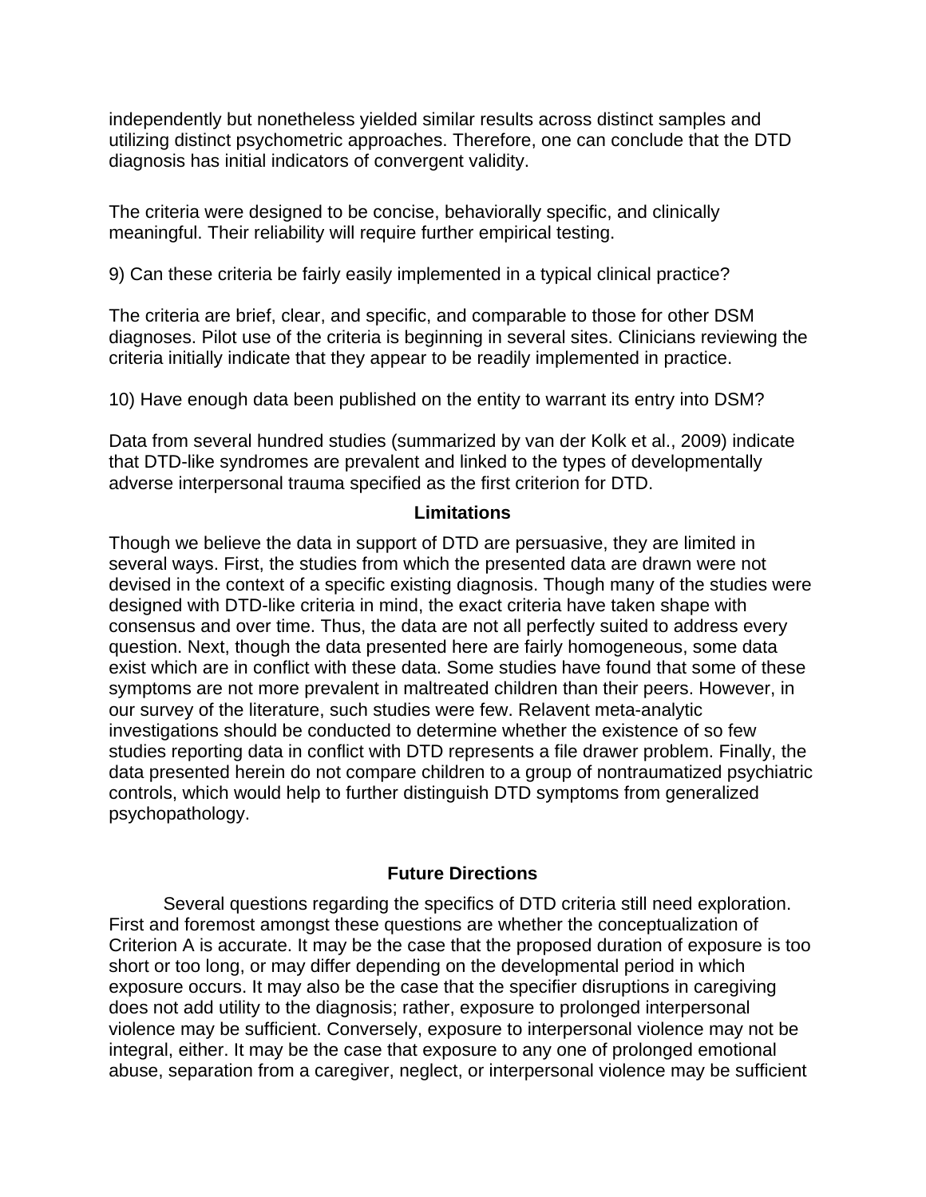independently but nonetheless yielded similar results across distinct samples and utilizing distinct psychometric approaches. Therefore, one can conclude that the DTD diagnosis has initial indicators of convergent validity.

The criteria were designed to be concise, behaviorally specific, and clinically meaningful. Their reliability will require further empirical testing.

9) Can these criteria be fairly easily implemented in a typical clinical practice?

The criteria are brief, clear, and specific, and comparable to those for other DSM diagnoses. Pilot use of the criteria is beginning in several sites. Clinicians reviewing the criteria initially indicate that they appear to be readily implemented in practice.

10) Have enough data been published on the entity to warrant its entry into DSM?

Data from several hundred studies (summarized by van der Kolk et al., 2009) indicate that DTD-like syndromes are prevalent and linked to the types of developmentally adverse interpersonal trauma specified as the first criterion for DTD.

## Limitations

Though we believe the data in support of DTD are persuasive, they are limited in several ways. First, the studies from which the presented data are drawn were not devised in the context of a specific existing diagnosis. Though many of the studies were designed with DTD-like criteria in mind, the exact criteria have taken shape with consensus and over time. Thus, the data are not all perfectly suited to address every question. Next, though the data presented here are fairly homogeneous, some data exist which are in conflict with these data. Some studies have found that some of these symptoms are not more prevalent in maltreated children than their peers. However, in our survey of the literature, such studies were few. Relavent meta-analytic investigations should be conducted to determine whether the existence of so few studies reporting data in conflict with DTD represents a file drawer problem. Finally, the data presented herein do not compare children to a group of nontraumatized psychiatric controls, which would help to further distinguish DTD symptoms from generalized psychopathology.

## Future Directions

Several questions regarding the specifics of DTD criteria still need exploration. First and foremost amongst these questions are whether the conceptualization of Criterion A is accurate. It may be the case that the proposed duration of exposure is too short or too long, or may differ depending on the developmental period in which exposure occurs. It may also be the case that the specifier disruptions in caregiving does not add utility to the diagnosis; rather, exposure to prolonged interpersonal violence may be sufficient. Conversely, exposure to interpersonal violence may not be integral, either. It may be the case that exposure to any one of prolonged emotional abuse, separation from a caregiver, neglect, or interpersonal violence may be sufficient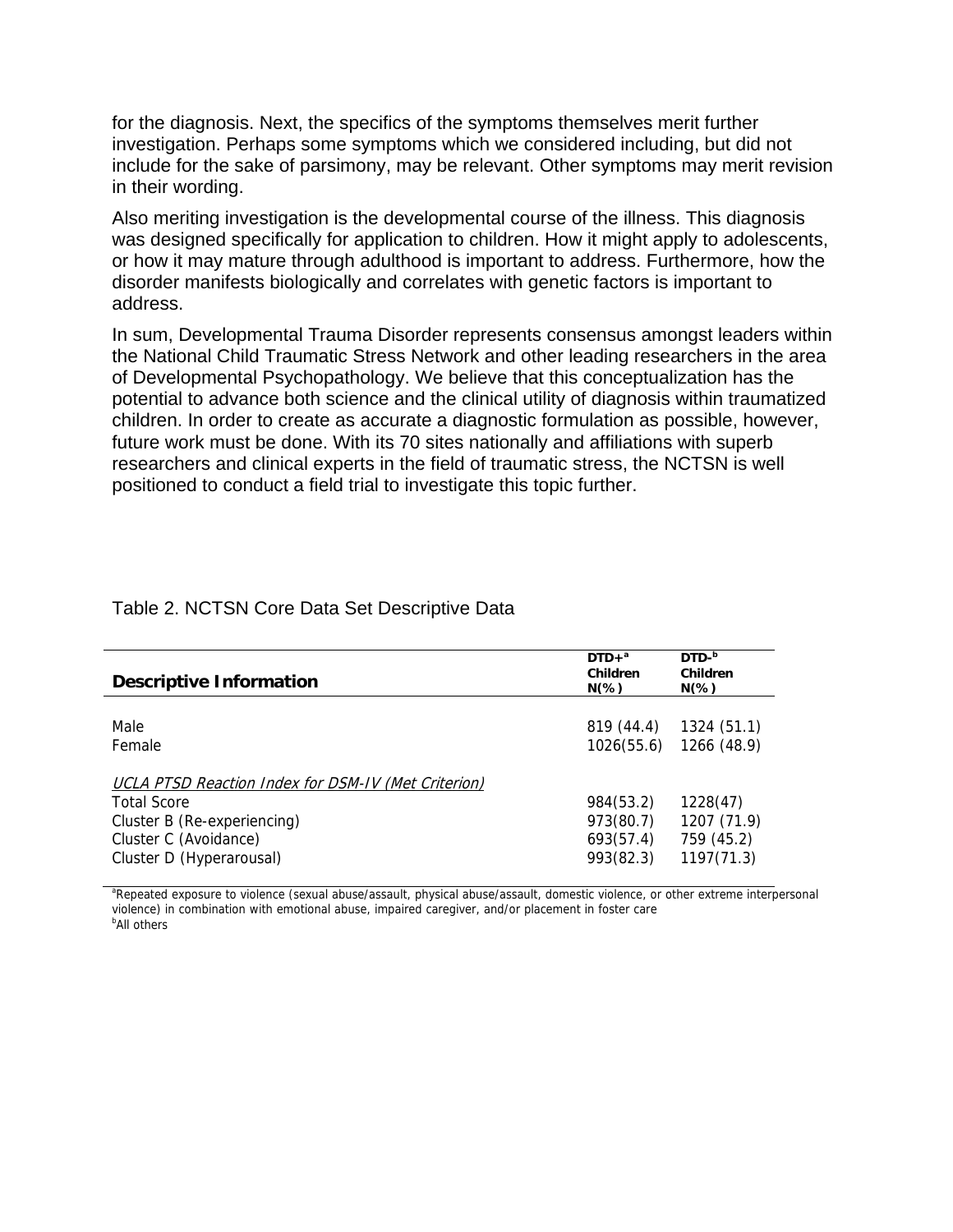for the diagnosis. Next, the specifics of the symptoms themselves merit further investigation. Perhaps some symptoms which we considered including, but did not include for the sake of parsimony, may be relevant. Other symptoms may merit revision in their wording.

Also meriting investigation is the developmental course of the illness. This diagnosis was designed specifically for application to children. How it might apply to adolescents, or how it may mature through adulthood is important to address. Furthermore, how the disorder manifests biologically and correlates with genetic factors is important to address.

In sum, Developmental Trauma Disorder represents consensus amongst leaders within the National Child Traumatic Stress Network and other leading researchers in the area of Developmental Psychopathology. We believe that this conceptualization has the potential to advance both science and the clinical utility of diagnosis within traumatized children. In order to create as accurate a diagnostic formulation as possible, however, future work must be done. With its 70 sites nationally and affiliations with superb researchers and clinical experts in the field of traumatic stress, the NCTSN is well positioned to conduct a field trial to investigate this topic further.

Table 2. NCTSN Core Data Set Descriptive Data

| **Descriptive Information** | **DTD+[a] Children N(%)** | **DTD-[b] Children N(%)** |
|---|---|---|
| Male | 819 (44.4) | 1324 (51.1) |
| Female | 1026(55.6) | 1266 (48.9) |
| *UCLA PTSD Reaction Index for DSM-IV (Met Criterion)* | | |
| Total Score | 984(53.2) | 1228(47) |
| Cluster B (Re-experiencing) | 973(80.7) | 1207 (71.9) |
| Cluster C (Avoidance) | 693(57.4) | 759 (45.2) |
| Cluster D (Hyperarousal) | 993(82.3) | 1197(71.3) |

[a]Repeated exposure to violence (sexual abuse/assault, physical abuse/assault, domestic violence, or other extreme interpersonal violence) in combination with emotional abuse, impaired caregiver, and/or placement in foster care
[b]All others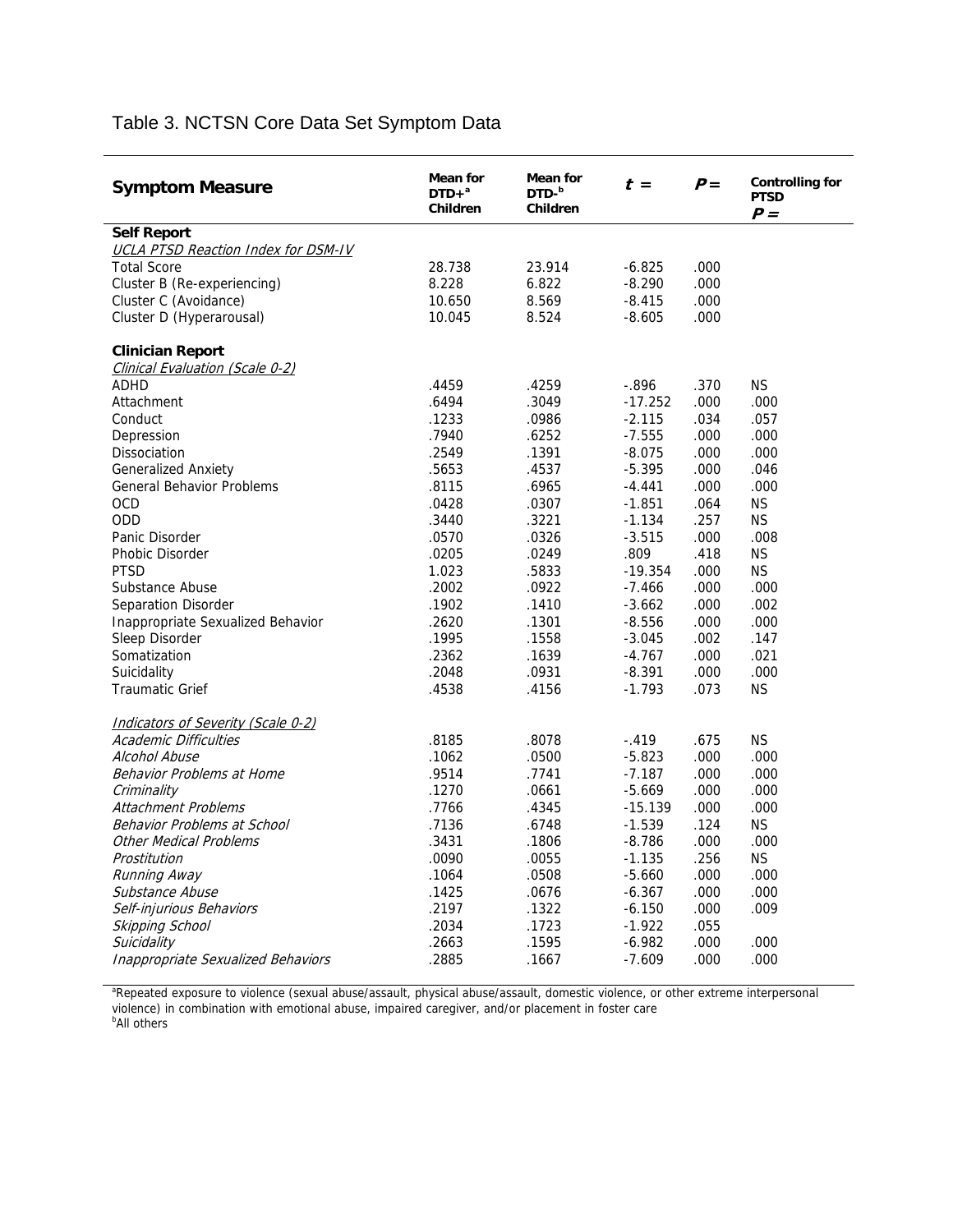Table 3. NCTSN Core Data Set Symptom Data

| Symptom Measure | Mean for DTD+[a] Children | Mean for DTD-[b] Children | *t* = | *P* = | Controlling for PTSD *P* = |
|---|---|---|---|---|---|
| **Self Report** | | | | | |
| *UCLA PTSD Reaction Index for DSM-IV* | | | | | |
| Total Score | 28.738 | 23.914 | -6.825 | .000 | |
| Cluster B (Re-experiencing) | 8.228 | 6.822 | -8.290 | .000 | |
| Cluster C (Avoidance) | 10.650 | 8.569 | -8.415 | .000 | |
| Cluster D (Hyperarousal) | 10.045 | 8.524 | -8.605 | .000 | |
| **Clinician Report** | | | | | |
| *Clinical Evaluation (Scale 0-2)* | | | | | |
| ADHD | .4459 | .4259 | -.896 | .370 | NS |
| Attachment | .6494 | .3049 | -17.252 | .000 | .000 |
| Conduct | .1233 | .0986 | -2.115 | .034 | .057 |
| Depression | .7940 | .6252 | -7.555 | .000 | .000 |
| Dissociation | .2549 | .1391 | -8.075 | .000 | .000 |
| Generalized Anxiety | .5653 | .4537 | -5.395 | .000 | .046 |
| General Behavior Problems | .8115 | .6965 | -4.441 | .000 | .000 |
| OCD | .0428 | .0307 | -1.851 | .064 | NS |
| ODD | .3440 | .3221 | -1.134 | .257 | NS |
| Panic Disorder | .0570 | .0326 | -3.515 | .000 | .008 |
| Phobic Disorder | .0205 | .0249 | .809 | .418 | NS |
| PTSD | 1.023 | .5833 | -19.354 | .000 | NS |
| Substance Abuse | .2002 | .0922 | -7.466 | .000 | .000 |
| Separation Disorder | .1902 | .1410 | -3.662 | .000 | .002 |
| Inappropriate Sexualized Behavior | .2620 | .1301 | -8.556 | .000 | .000 |
| Sleep Disorder | .1995 | .1558 | -3.045 | .002 | .147 |
| Somatization | .2362 | .1639 | -4.767 | .000 | .021 |
| Suicidality | .2048 | .0931 | -8.391 | .000 | .000 |
| Traumatic Grief | .4538 | .4156 | -1.793 | .073 | NS |
| *Indicators of Severity (Scale 0-2)* | | | | | |
| *Academic Difficulties* | .8185 | .8078 | -.419 | .675 | NS |
| *Alcohol Abuse* | .1062 | .0500 | -5.823 | .000 | .000 |
| *Behavior Problems at Home* | .9514 | .7741 | -7.187 | .000 | .000 |
| *Criminality* | .1270 | .0661 | -5.669 | .000 | .000 |
| *Attachment Problems* | .7766 | .4345 | -15.139 | .000 | .000 |
| *Behavior Problems at School* | .7136 | .6748 | -1.539 | .124 | NS |
| *Other Medical Problems* | .3431 | .1806 | -8.786 | .000 | .000 |
| *Prostitution* | .0090 | .0055 | -1.135 | .256 | NS |
| *Running Away* | .1064 | .0508 | -5.660 | .000 | .000 |
| *Substance Abuse* | .1425 | .0676 | -6.367 | .000 | .000 |
| *Self-injurious Behaviors* | .2197 | .1322 | -6.150 | .000 | .009 |
| *Skipping School* | .2034 | .1723 | -1.922 | .055 | |
| *Suicidality* | .2663 | .1595 | -6.982 | .000 | .000 |
| *Inappropriate Sexualized Behaviors* | .2885 | .1667 | -7.609 | .000 | .000 |

[a]Repeated exposure to violence (sexual abuse/assault, physical abuse/assault, domestic violence, or other extreme interpersonal violence) in combination with emotional abuse, impaired caregiver, and/or placement in foster care
[b]All others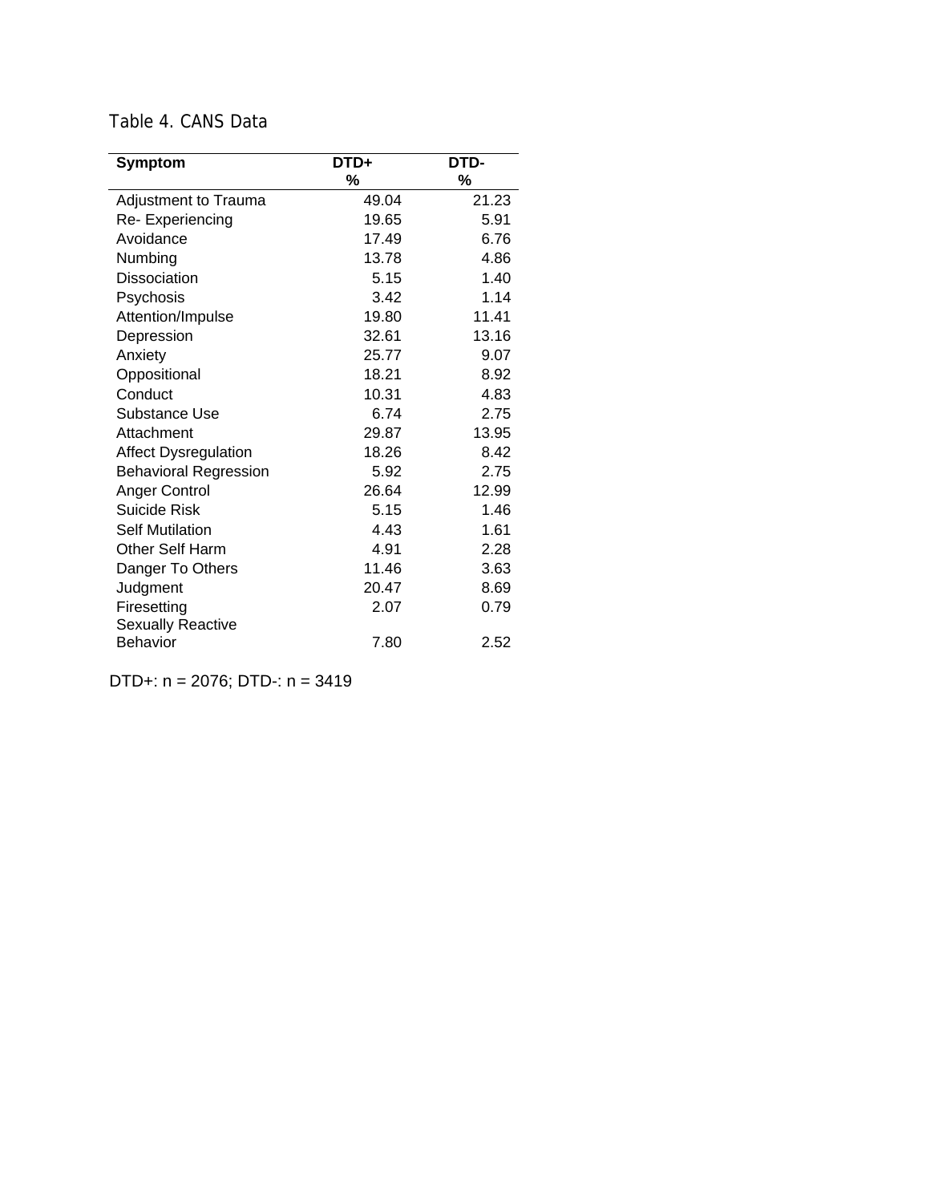Table 4. CANS Data

| Symptom | DTD+ % | DTD- % |
|---|---|---|
| Adjustment to Trauma | 49.04 | 21.23 |
| Re- Experiencing | 19.65 | 5.91 |
| Avoidance | 17.49 | 6.76 |
| Numbing | 13.78 | 4.86 |
| Dissociation | 5.15 | 1.40 |
| Psychosis | 3.42 | 1.14 |
| Attention/Impulse | 19.80 | 11.41 |
| Depression | 32.61 | 13.16 |
| Anxiety | 25.77 | 9.07 |
| Oppositional | 18.21 | 8.92 |
| Conduct | 10.31 | 4.83 |
| Substance Use | 6.74 | 2.75 |
| Attachment | 29.87 | 13.95 |
| Affect Dysregulation | 18.26 | 8.42 |
| Behavioral Regression | 5.92 | 2.75 |
| Anger Control | 26.64 | 12.99 |
| Suicide Risk | 5.15 | 1.46 |
| Self Mutilation | 4.43 | 1.61 |
| Other Self Harm | 4.91 | 2.28 |
| Danger To Others | 11.46 | 3.63 |
| Judgment | 20.47 | 8.69 |
| Firesetting | 2.07 | 0.79 |
| Sexually Reactive Behavior | 7.80 | 2.52 |

DTD+: n = 2076; DTD-: n = 3419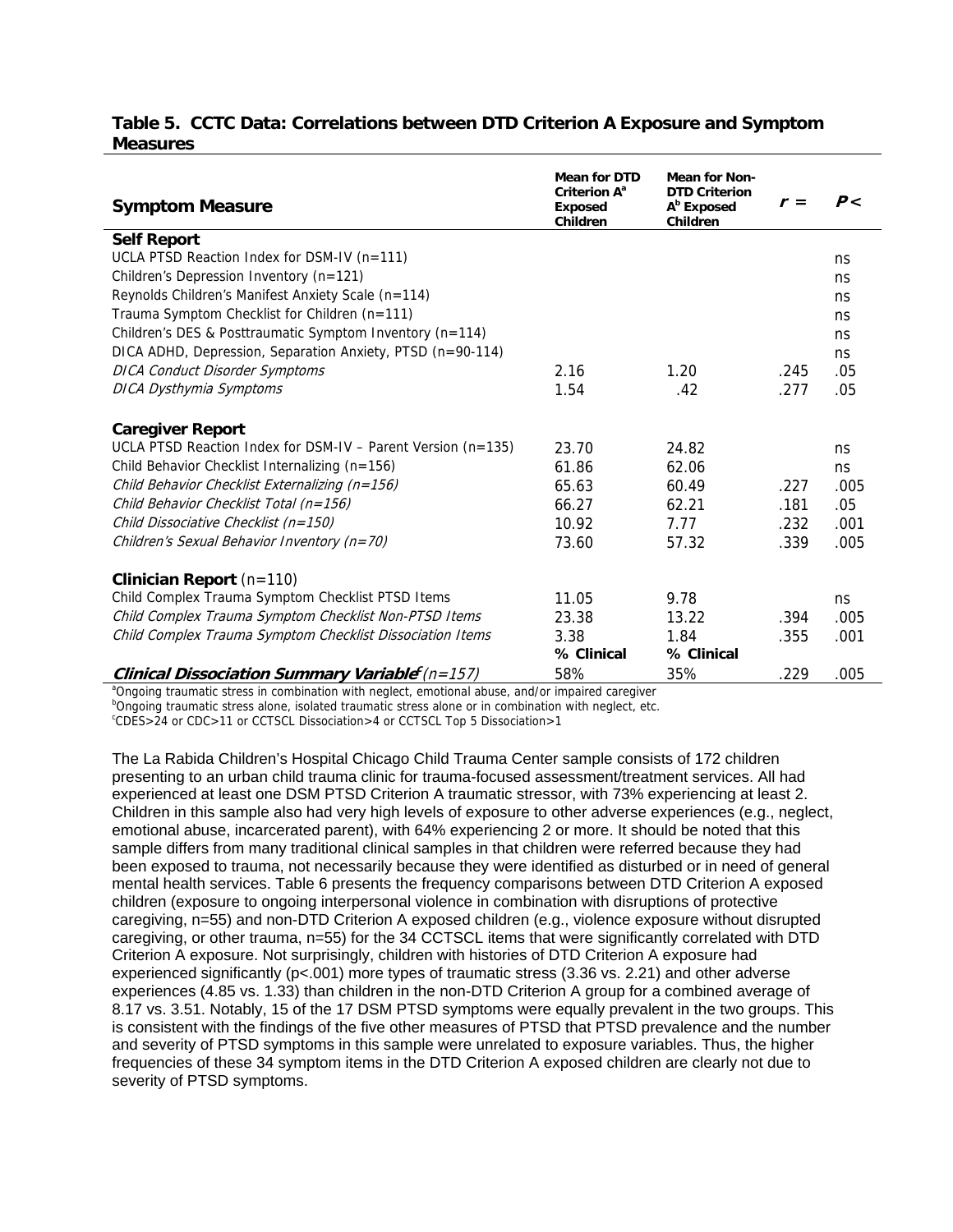**Table 5. CCTC Data: Correlations between DTD Criterion A Exposure and Symptom Measures**

| Symptom Measure | Mean for DTD Criterion A[a] Exposed Children | Mean for Non-DTD Criterion A[b] Exposed Children | $r =$ | $P <$ |
|---|---|---|---|---|
| **Self Report** | | | | |
| UCLA PTSD Reaction Index for DSM-IV (n=111) | | | | ns |
| Children's Depression Inventory (n=121) | | | | ns |
| Reynolds Children's Manifest Anxiety Scale (n=114) | | | | ns |
| Trauma Symptom Checklist for Children (n=111) | | | | ns |
| Children's DES & Posttraumatic Symptom Inventory (n=114) | | | | ns |
| DICA ADHD, Depression, Separation Anxiety, PTSD (n=90-114) | | | | ns |
| *DICA Conduct Disorder Symptoms* | 2.16 | 1.20 | .245 | .05 |
| *DICA Dysthymia Symptoms* | 1.54 | .42 | .277 | .05 |
| **Caregiver Report** | | | | |
| UCLA PTSD Reaction Index for DSM-IV – Parent Version (n=135) | 23.70 | 24.82 | | ns |
| Child Behavior Checklist Internalizing (n=156) | 61.86 | 62.06 | | ns |
| *Child Behavior Checklist Externalizing (n=156)* | 65.63 | 60.49 | .227 | .005 |
| *Child Behavior Checklist Total (n=156)* | 66.27 | 62.21 | .181 | .05 |
| *Child Dissociative Checklist (n=150)* | 10.92 | 7.77 | .232 | .001 |
| *Children's Sexual Behavior Inventory (n=70)* | 73.60 | 57.32 | .339 | .005 |
| **Clinician Report** (n=110) | | | | |
| Child Complex Trauma Symptom Checklist PTSD Items | 11.05 | 9.78 | | ns |
| *Child Complex Trauma Symptom Checklist Non-PTSD Items* | 23.38 | 13.22 | .394 | .005 |
| *Child Complex Trauma Symptom Checklist Dissociation Items* | 3.38 | 1.84 | .355 | .001 |
| | **% Clinical** | **% Clinical** | | |
| ***Clinical Dissociation Summary Variable[c]*** *(n=157)* | 58% | 35% | .229 | .005 |

[a]Ongoing traumatic stress in combination with neglect, emotional abuse, and/or impaired caregiver
[b]Ongoing traumatic stress alone, isolated traumatic stress alone or in combination with neglect, etc.
[c]CDES>24 or CDC>11 or CCTSCL Dissociation>4 or CCTSCL Top 5 Dissociation>1

The La Rabida Children's Hospital Chicago Child Trauma Center sample consists of 172 children presenting to an urban child trauma clinic for trauma-focused assessment/treatment services. All had experienced at least one DSM PTSD Criterion A traumatic stressor, with 73% experiencing at least 2. Children in this sample also had very high levels of exposure to other adverse experiences (e.g., neglect, emotional abuse, incarcerated parent), with 64% experiencing 2 or more. It should be noted that this sample differs from many traditional clinical samples in that children were referred because they had been exposed to trauma, not necessarily because they were identified as disturbed or in need of general mental health services. Table 6 presents the frequency comparisons between DTD Criterion A exposed children (exposure to ongoing interpersonal violence in combination with disruptions of protective caregiving, n=55) and non-DTD Criterion A exposed children (e.g., violence exposure without disrupted caregiving, or other trauma, n=55) for the 34 CCTSCL items that were significantly correlated with DTD Criterion A exposure. Not surprisingly, children with histories of DTD Criterion A exposure had experienced significantly ($p<.001$) more types of traumatic stress (3.36 vs. 2.21) and other adverse experiences (4.85 vs. 1.33) than children in the non-DTD Criterion A group for a combined average of 8.17 vs. 3.51. Notably, 15 of the 17 DSM PTSD symptoms were equally prevalent in the two groups. This is consistent with the findings of the five other measures of PTSD that PTSD prevalence and the number and severity of PTSD symptoms in this sample were unrelated to exposure variables. Thus, the higher frequencies of these 34 symptom items in the DTD Criterion A exposed children are clearly not due to severity of PTSD symptoms.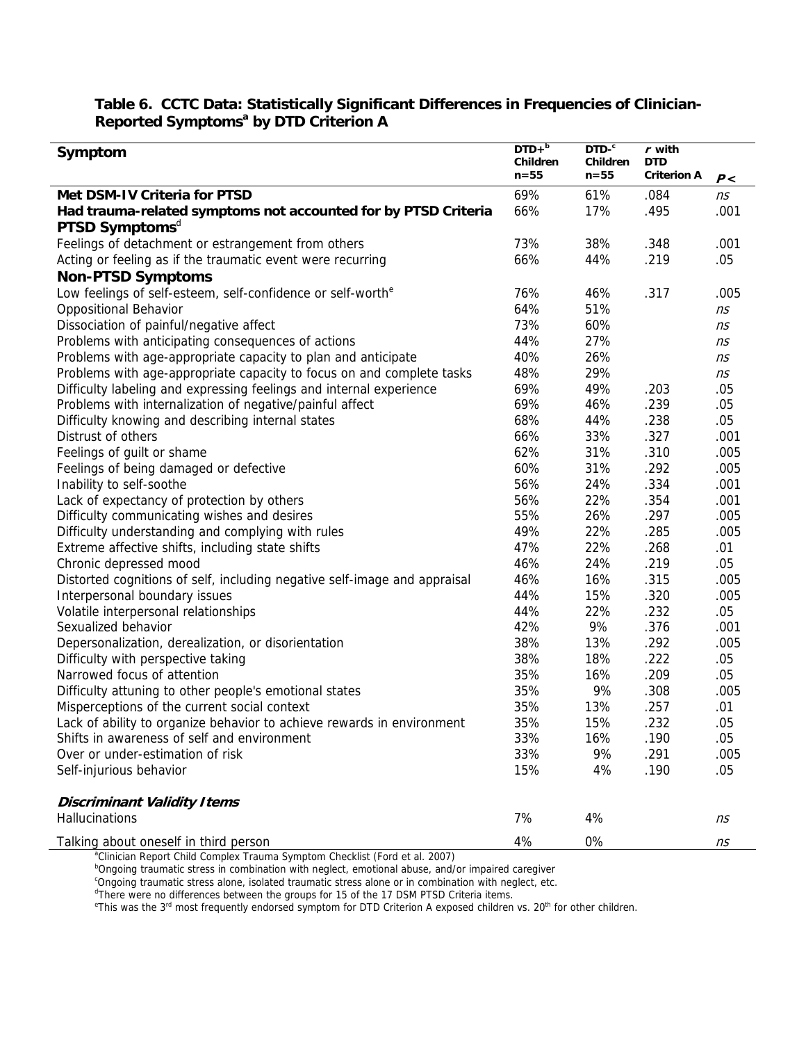### Table 6. CCTC Data: Statistically Significant Differences in Frequencies of Clinician-Reported Symptoms[a] by DTD Criterion A

| Symptom | DTD+[b] Children n=55 | DTD-[c] Children n=55 | *r* with DTD Criterion A | *p* < |
|---|---|---|---|---|
| **Met DSM-IV Criteria for PTSD** | 69% | 61% | .084 | *ns* |
| **Had trauma-related symptoms not accounted for by PTSD Criteria** | 66% | 17% | .495 | .001 |
| **PTSD Symptoms**[d] | | | | |
| Feelings of detachment or estrangement from others | 73% | 38% | .348 | .001 |
| Acting or feeling as if the traumatic event were recurring | 66% | 44% | .219 | .05 |
| **Non-PTSD Symptoms** | | | | |
| Low feelings of self-esteem, self-confidence or self-worth[e] | 76% | 46% | .317 | .005 |
| Oppositional Behavior | 64% | 51% | | *ns* |
| Dissociation of painful/negative affect | 73% | 60% | | *ns* |
| Problems with anticipating consequences of actions | 44% | 27% | | *ns* |
| Problems with age-appropriate capacity to plan and anticipate | 40% | 26% | | *ns* |
| Problems with age-appropriate capacity to focus on and complete tasks | 48% | 29% | | *ns* |
| Difficulty labeling and expressing feelings and internal experience | 69% | 49% | .203 | .05 |
| Problems with internalization of negative/painful affect | 69% | 46% | .239 | .05 |
| Difficulty knowing and describing internal states | 68% | 44% | .238 | .05 |
| Distrust of others | 66% | 33% | .327 | .001 |
| Feelings of guilt or shame | 62% | 31% | .310 | .005 |
| Feelings of being damaged or defective | 60% | 31% | .292 | .005 |
| Inability to self-soothe | 56% | 24% | .334 | .001 |
| Lack of expectancy of protection by others | 56% | 22% | .354 | .001 |
| Difficulty communicating wishes and desires | 55% | 26% | .297 | .005 |
| Difficulty understanding and complying with rules | 49% | 22% | .285 | .005 |
| Extreme affective shifts, including state shifts | 47% | 22% | .268 | .01 |
| Chronic depressed mood | 46% | 24% | .219 | .05 |
| Distorted cognitions of self, including negative self-image and appraisal | 46% | 16% | .315 | .005 |
| Interpersonal boundary issues | 44% | 15% | .320 | .005 |
| Volatile interpersonal relationships | 44% | 22% | .232 | .05 |
| Sexualized behavior | 42% | 9% | .376 | .001 |
| Depersonalization, derealization, or disorientation | 38% | 13% | .292 | .005 |
| Difficulty with perspective taking | 38% | 18% | .222 | .05 |
| Narrowed focus of attention | 35% | 16% | .209 | .05 |
| Difficulty attuning to other people's emotional states | 35% | 9% | .308 | .005 |
| Misperceptions of the current social context | 35% | 13% | .257 | .01 |
| Lack of ability to organize behavior to achieve rewards in environment | 35% | 15% | .232 | .05 |
| Shifts in awareness of self and environment | 33% | 16% | .190 | .05 |
| Over or under-estimation of risk | 33% | 9% | .291 | .005 |
| Self-injurious behavior | 15% | 4% | .190 | .05 |
| ***Discriminant Validity Items*** | | | | |
| Hallucinations | 7% | 4% | | *ns* |
| Talking about oneself in third person | 4% | 0% | | *ns* |

[a]Clinician Report Child Complex Trauma Symptom Checklist (Ford et al. 2007)
[b]Ongoing traumatic stress in combination with neglect, emotional abuse, and/or impaired caregiver
[c]Ongoing traumatic stress alone, isolated traumatic stress alone or in combination with neglect, etc.
[d]There were no differences between the groups for 15 of the 17 DSM PTSD Criteria items.
[e]This was the 3rd most frequently endorsed symptom for DTD Criterion A exposed children vs. 20th for other children.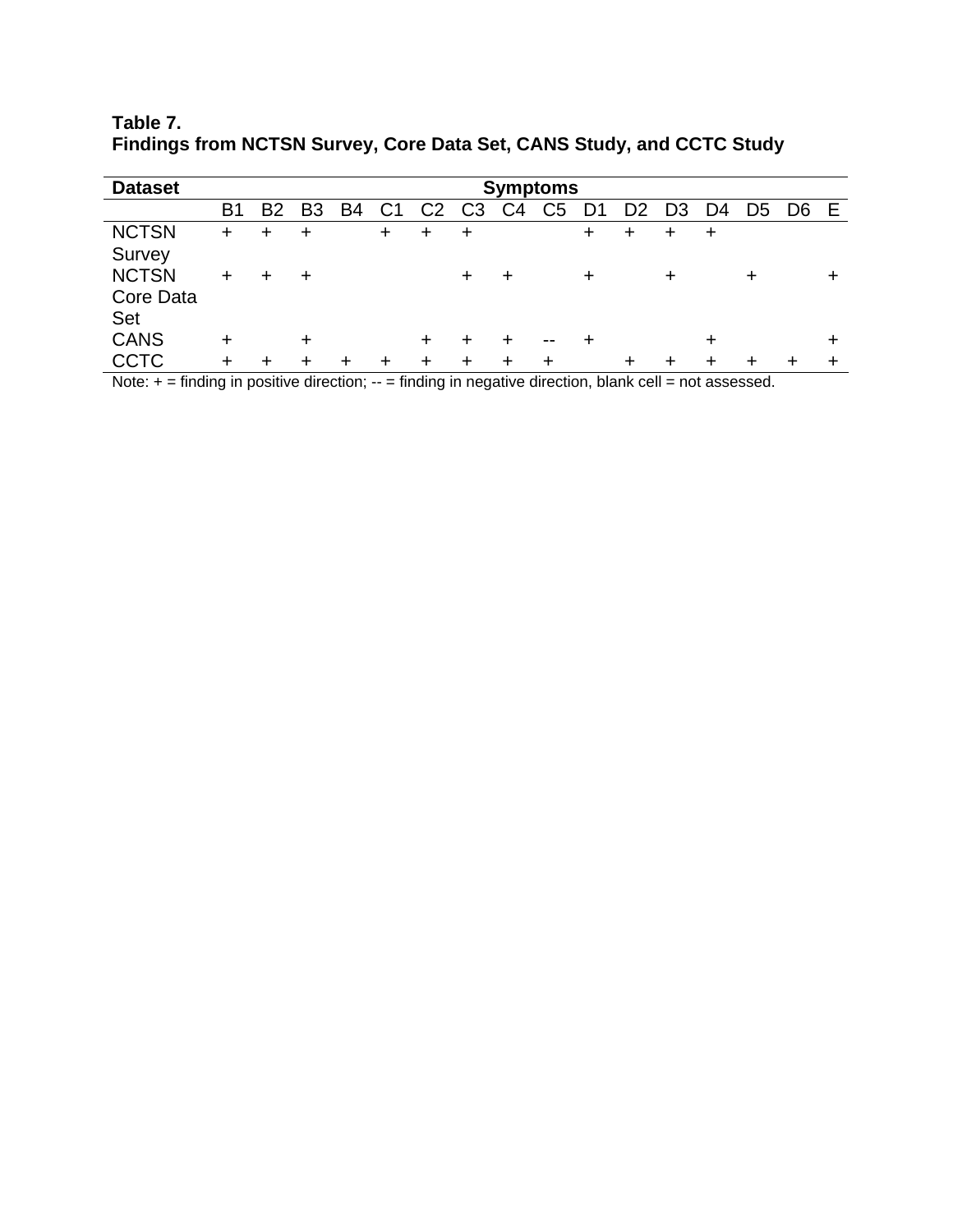**Table 7.**
**Findings from NCTSN Survey, Core Data Set, CANS Study, and CCTC Study**

| Dataset | Symptoms | | | | | | | | | | | | | | | |
|---|---|---|---|---|---|---|---|---|---|---|---|---|---|---|---|---|
| | B1 | B2 | B3 | B4 | C1 | C2 | C3 | C4 | C5 | D1 | D2 | D3 | D4 | D5 | D6 | E |
| NCTSN Survey | + | + | + | | + | + | + | | | + | + | + | + | | | |
| NCTSN Core Data Set | + | + | + | | | | + | + | | + | | + | | + | | + |
| CANS | + | | + | | | + | + | + | -- | + | | | + | | | + |
| CCTC | + | + | + | + | + | + | + | + | + | | + | + | + | + | + | + |

Note: + = finding in positive direction; -- = finding in negative direction, blank cell = not assessed.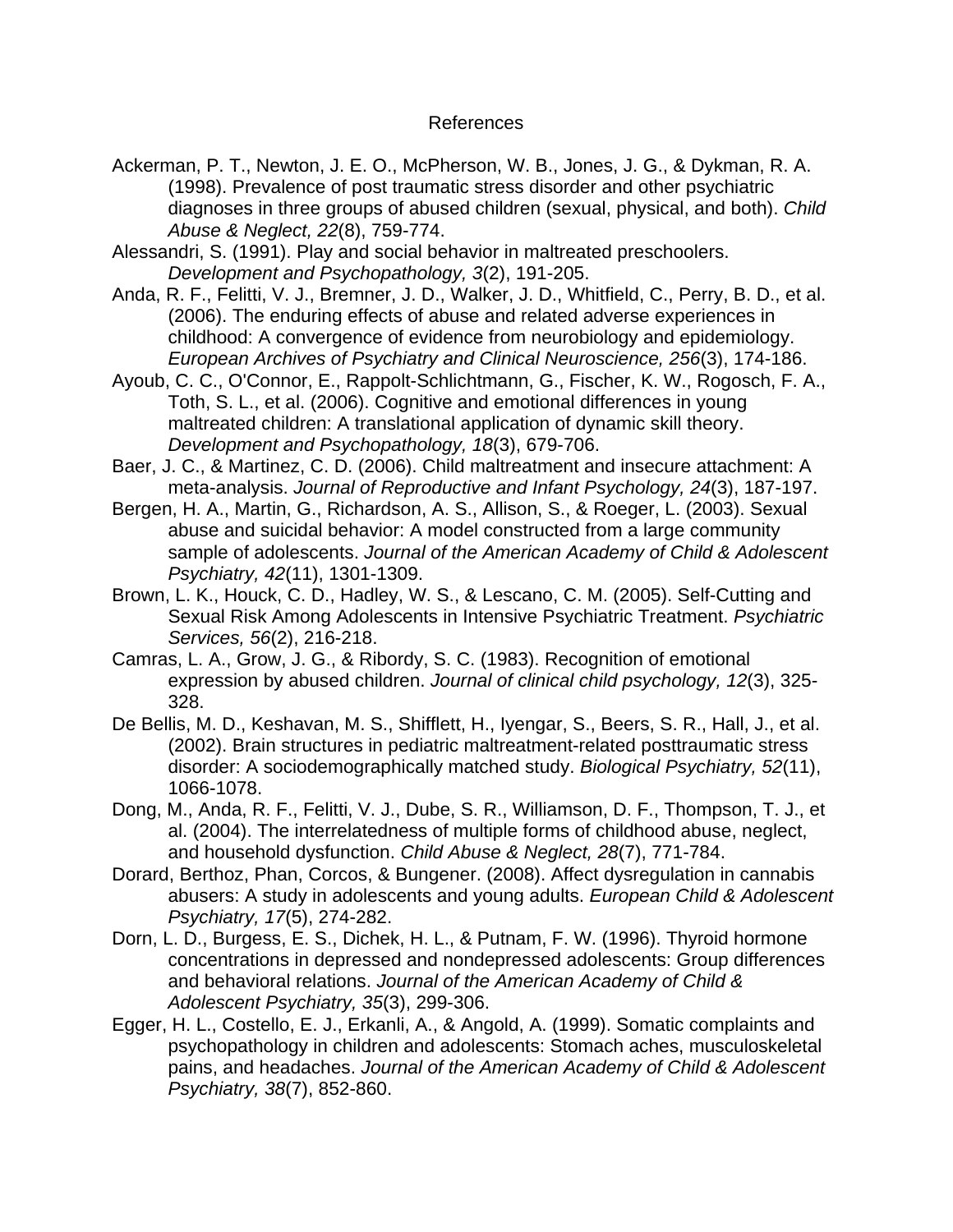# References

Ackerman, P. T., Newton, J. E. O., McPherson, W. B., Jones, J. G., & Dykman, R. A. (1998). Prevalence of post traumatic stress disorder and other psychiatric diagnoses in three groups of abused children (sexual, physical, and both). *Child Abuse & Neglect, 22*(8), 759-774.

Alessandri, S. (1991). Play and social behavior in maltreated preschoolers. *Development and Psychopathology, 3*(2), 191-205.

Anda, R. F., Felitti, V. J., Bremner, J. D., Walker, J. D., Whitfield, C., Perry, B. D., et al. (2006). The enduring effects of abuse and related adverse experiences in childhood: A convergence of evidence from neurobiology and epidemiology. *European Archives of Psychiatry and Clinical Neuroscience, 256*(3), 174-186.

Ayoub, C. C., O'Connor, E., Rappolt-Schlichtmann, G., Fischer, K. W., Rogosch, F. A., Toth, S. L., et al. (2006). Cognitive and emotional differences in young maltreated children: A translational application of dynamic skill theory. *Development and Psychopathology, 18*(3), 679-706.

Baer, J. C., & Martinez, C. D. (2006). Child maltreatment and insecure attachment: A meta-analysis. *Journal of Reproductive and Infant Psychology, 24*(3), 187-197.

Bergen, H. A., Martin, G., Richardson, A. S., Allison, S., & Roeger, L. (2003). Sexual abuse and suicidal behavior: A model constructed from a large community sample of adolescents. *Journal of the American Academy of Child & Adolescent Psychiatry, 42*(11), 1301-1309.

Brown, L. K., Houck, C. D., Hadley, W. S., & Lescano, C. M. (2005). Self-Cutting and Sexual Risk Among Adolescents in Intensive Psychiatric Treatment. *Psychiatric Services, 56*(2), 216-218.

Camras, L. A., Grow, J. G., & Ribordy, S. C. (1983). Recognition of emotional expression by abused children. *Journal of clinical child psychology, 12*(3), 325-328.

De Bellis, M. D., Keshavan, M. S., Shifflett, H., Iyengar, S., Beers, S. R., Hall, J., et al. (2002). Brain structures in pediatric maltreatment-related posttraumatic stress disorder: A sociodemographically matched study. *Biological Psychiatry, 52*(11), 1066-1078.

Dong, M., Anda, R. F., Felitti, V. J., Dube, S. R., Williamson, D. F., Thompson, T. J., et al. (2004). The interrelatedness of multiple forms of childhood abuse, neglect, and household dysfunction. *Child Abuse & Neglect, 28*(7), 771-784.

Dorard, Berthoz, Phan, Corcos, & Bungener. (2008). Affect dysregulation in cannabis abusers: A study in adolescents and young adults. *European Child & Adolescent Psychiatry, 17*(5), 274-282.

Dorn, L. D., Burgess, E. S., Dichek, H. L., & Putnam, F. W. (1996). Thyroid hormone concentrations in depressed and nondepressed adolescents: Group differences and behavioral relations. *Journal of the American Academy of Child & Adolescent Psychiatry, 35*(3), 299-306.

Egger, H. L., Costello, E. J., Erkanli, A., & Angold, A. (1999). Somatic complaints and psychopathology in children and adolescents: Stomach aches, musculoskeletal pains, and headaches. *Journal of the American Academy of Child & Adolescent Psychiatry, 38*(7), 852-860.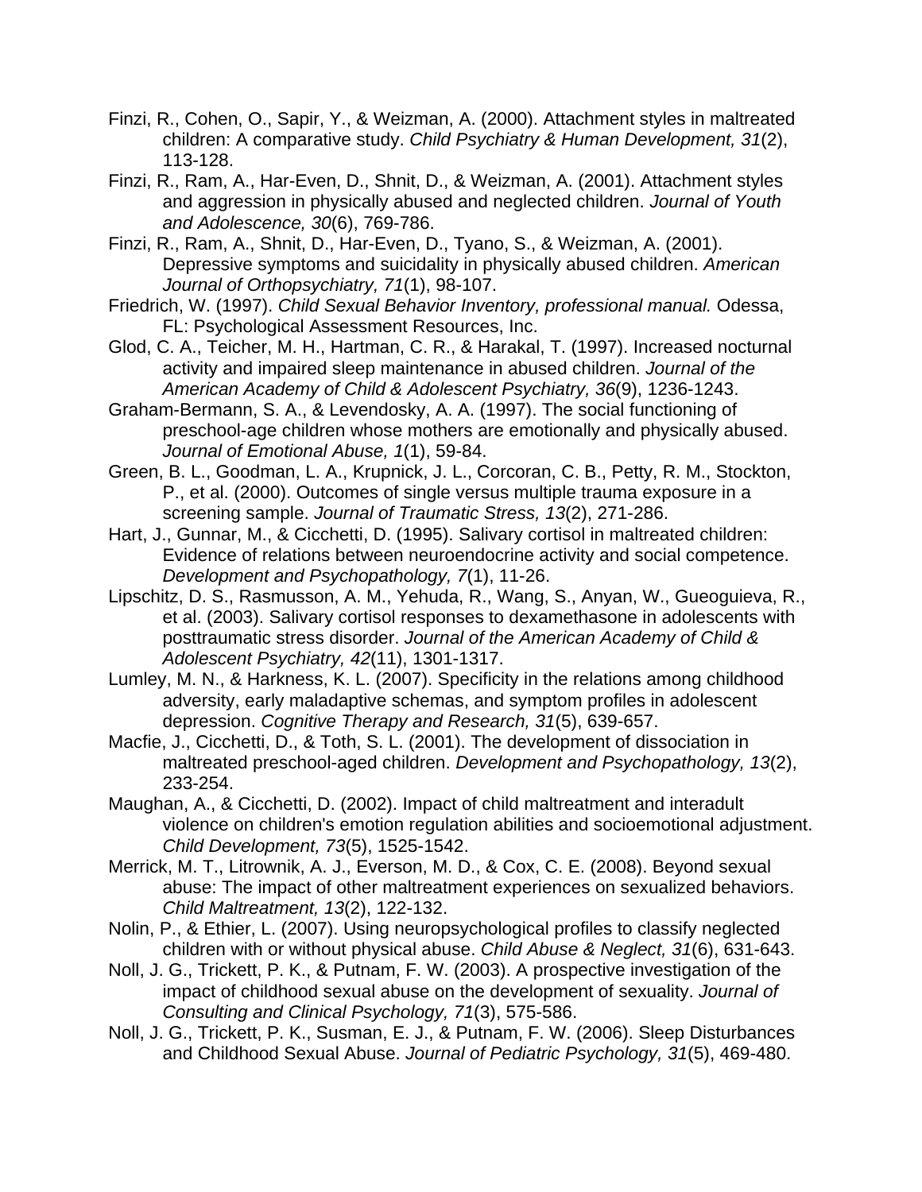Finzi, R., Cohen, O., Sapir, Y., & Weizman, A. (2000). Attachment styles in maltreated children: A comparative study. *Child Psychiatry & Human Development, 31*(2), 113-128.

Finzi, R., Ram, A., Har-Even, D., Shnit, D., & Weizman, A. (2001). Attachment styles and aggression in physically abused and neglected children. *Journal of Youth and Adolescence, 30*(6), 769-786.

Finzi, R., Ram, A., Shnit, D., Har-Even, D., Tyano, S., & Weizman, A. (2001). Depressive symptoms and suicidality in physically abused children. *American Journal of Orthopsychiatry, 71*(1), 98-107.

Friedrich, W. (1997). *Child Sexual Behavior Inventory, professional manual.* Odessa, FL: Psychological Assessment Resources, Inc.

Glod, C. A., Teicher, M. H., Hartman, C. R., & Harakal, T. (1997). Increased nocturnal activity and impaired sleep maintenance in abused children. *Journal of the American Academy of Child & Adolescent Psychiatry, 36*(9), 1236-1243.

Graham-Bermann, S. A., & Levendosky, A. A. (1997). The social functioning of preschool-age children whose mothers are emotionally and physically abused. *Journal of Emotional Abuse, 1*(1), 59-84.

Green, B. L., Goodman, L. A., Krupnick, J. L., Corcoran, C. B., Petty, R. M., Stockton, P., et al. (2000). Outcomes of single versus multiple trauma exposure in a screening sample. *Journal of Traumatic Stress, 13*(2), 271-286.

Hart, J., Gunnar, M., & Cicchetti, D. (1995). Salivary cortisol in maltreated children: Evidence of relations between neuroendocrine activity and social competence. *Development and Psychopathology, 7*(1), 11-26.

Lipschitz, D. S., Rasmusson, A. M., Yehuda, R., Wang, S., Anyan, W., Gueoguieva, R., et al. (2003). Salivary cortisol responses to dexamethasone in adolescents with posttraumatic stress disorder. *Journal of the American Academy of Child & Adolescent Psychiatry, 42*(11), 1301-1317.

Lumley, M. N., & Harkness, K. L. (2007). Specificity in the relations among childhood adversity, early maladaptive schemas, and symptom profiles in adolescent depression. *Cognitive Therapy and Research, 31*(5), 639-657.

Macfie, J., Cicchetti, D., & Toth, S. L. (2001). The development of dissociation in maltreated preschool-aged children. *Development and Psychopathology, 13*(2), 233-254.

Maughan, A., & Cicchetti, D. (2002). Impact of child maltreatment and interadult violence on children's emotion regulation abilities and socioemotional adjustment. *Child Development, 73*(5), 1525-1542.

Merrick, M. T., Litrownik, A. J., Everson, M. D., & Cox, C. E. (2008). Beyond sexual abuse: The impact of other maltreatment experiences on sexualized behaviors. *Child Maltreatment, 13*(2), 122-132.

Nolin, P., & Ethier, L. (2007). Using neuropsychological profiles to classify neglected children with or without physical abuse. *Child Abuse & Neglect, 31*(6), 631-643.

Noll, J. G., Trickett, P. K., & Putnam, F. W. (2003). A prospective investigation of the impact of childhood sexual abuse on the development of sexuality. *Journal of Consulting and Clinical Psychology, 71*(3), 575-586.

Noll, J. G., Trickett, P. K., Susman, E. J., & Putnam, F. W. (2006). Sleep Disturbances and Childhood Sexual Abuse. *Journal of Pediatric Psychology, 31*(5), 469-480.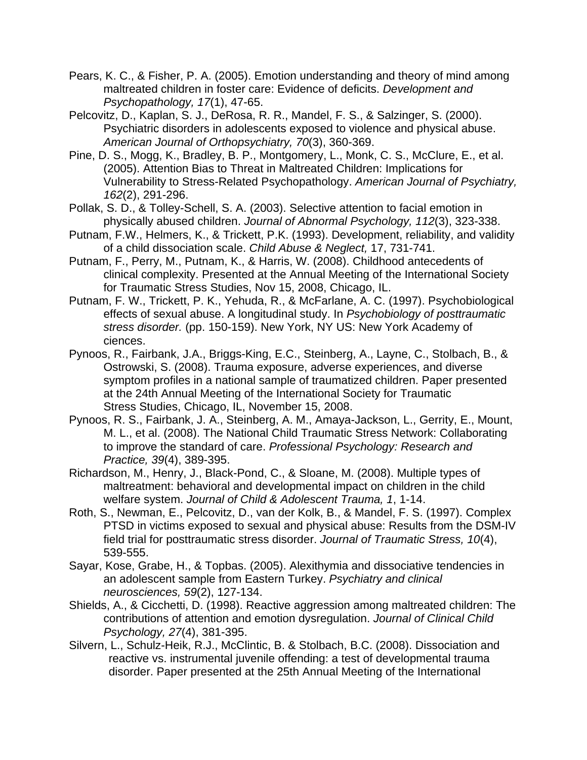Pears, K. C., & Fisher, P. A. (2005). Emotion understanding and theory of mind among maltreated children in foster care: Evidence of deficits. *Development and Psychopathology, 17*(1), 47-65.

Pelcovitz, D., Kaplan, S. J., DeRosa, R. R., Mandel, F. S., & Salzinger, S. (2000). Psychiatric disorders in adolescents exposed to violence and physical abuse. *American Journal of Orthopsychiatry, 70*(3), 360-369.

Pine, D. S., Mogg, K., Bradley, B. P., Montgomery, L., Monk, C. S., McClure, E., et al. (2005). Attention Bias to Threat in Maltreated Children: Implications for Vulnerability to Stress-Related Psychopathology. *American Journal of Psychiatry, 162*(2), 291-296.

Pollak, S. D., & Tolley-Schell, S. A. (2003). Selective attention to facial emotion in physically abused children. *Journal of Abnormal Psychology, 112*(3), 323-338.

Putnam, F.W., Helmers, K., & Trickett, P.K. (1993). Development, reliability, and validity of a child dissociation scale. *Child Abuse & Neglect,* 17, 731-741.

Putnam, F., Perry, M., Putnam, K., & Harris, W. (2008). Childhood antecedents of clinical complexity. Presented at the Annual Meeting of the International Society for Traumatic Stress Studies, Nov 15, 2008, Chicago, IL.

Putnam, F. W., Trickett, P. K., Yehuda, R., & McFarlane, A. C. (1997). Psychobiological effects of sexual abuse. A longitudinal study. In *Psychobiology of posttraumatic stress disorder.* (pp. 150-159). New York, NY US: New York Academy of ciences.

Pynoos, R., Fairbank, J.A., Briggs-King, E.C., Steinberg, A., Layne, C., Stolbach, B., & Ostrowski, S. (2008). Trauma exposure, adverse experiences, and diverse symptom profiles in a national sample of traumatized children. Paper presented at the 24th Annual Meeting of the International Society for Traumatic Stress Studies, Chicago, IL, November 15, 2008.

Pynoos, R. S., Fairbank, J. A., Steinberg, A. M., Amaya-Jackson, L., Gerrity, E., Mount, M. L., et al. (2008). The National Child Traumatic Stress Network: Collaborating to improve the standard of care. *Professional Psychology: Research and Practice, 39*(4), 389-395.

Richardson, M., Henry, J., Black-Pond, C., & Sloane, M. (2008). Multiple types of maltreatment: behavioral and developmental impact on children in the child welfare system. *Journal of Child & Adolescent Trauma, 1*, 1-14.

Roth, S., Newman, E., Pelcovitz, D., van der Kolk, B., & Mandel, F. S. (1997). Complex PTSD in victims exposed to sexual and physical abuse: Results from the DSM-IV field trial for posttraumatic stress disorder. *Journal of Traumatic Stress, 10*(4), 539-555.

Sayar, Kose, Grabe, H., & Topbas. (2005). Alexithymia and dissociative tendencies in an adolescent sample from Eastern Turkey. *Psychiatry and clinical neurosciences, 59*(2), 127-134.

Shields, A., & Cicchetti, D. (1998). Reactive aggression among maltreated children: The contributions of attention and emotion dysregulation. *Journal of Clinical Child Psychology, 27*(4), 381-395.

Silvern, L., Schulz-Heik, R.J., McClintic, B. & Stolbach, B.C. (2008). Dissociation and reactive vs. instrumental juvenile offending: a test of developmental trauma disorder. Paper presented at the 25th Annual Meeting of the International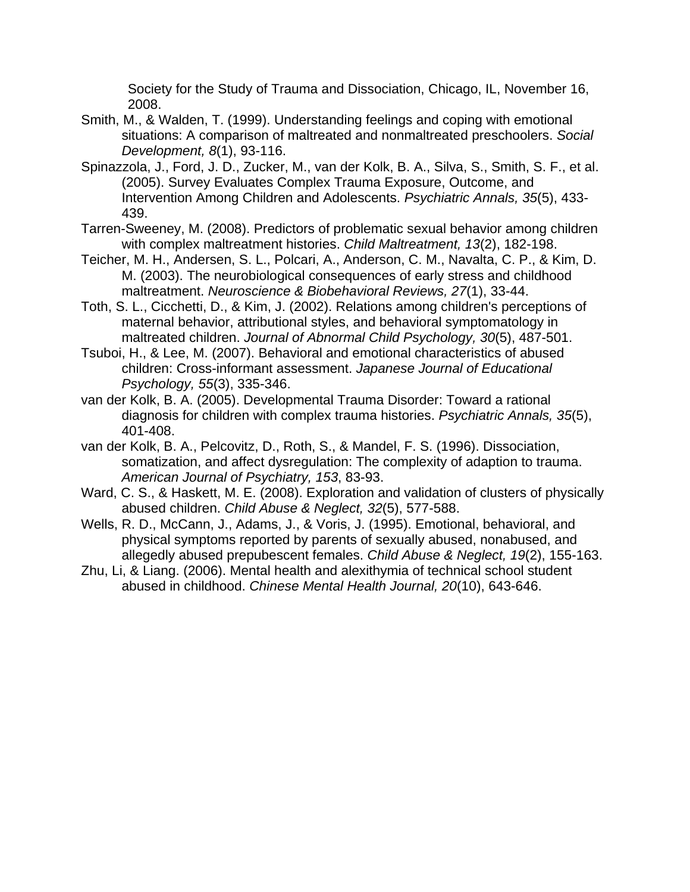Society for the Study of Trauma and Dissociation, Chicago, IL, November 16, 2008.

Smith, M., & Walden, T. (1999). Understanding feelings and coping with emotional situations: A comparison of maltreated and nonmaltreated preschoolers. *Social Development, 8*(1), 93-116.

Spinazzola, J., Ford, J. D., Zucker, M., van der Kolk, B. A., Silva, S., Smith, S. F., et al. (2005). Survey Evaluates Complex Trauma Exposure, Outcome, and Intervention Among Children and Adolescents. *Psychiatric Annals, 35*(5), 433-439.

Tarren-Sweeney, M. (2008). Predictors of problematic sexual behavior among children with complex maltreatment histories. *Child Maltreatment, 13*(2), 182-198.

Teicher, M. H., Andersen, S. L., Polcari, A., Anderson, C. M., Navalta, C. P., & Kim, D. M. (2003). The neurobiological consequences of early stress and childhood maltreatment. *Neuroscience & Biobehavioral Reviews, 27*(1), 33-44.

Toth, S. L., Cicchetti, D., & Kim, J. (2002). Relations among children's perceptions of maternal behavior, attributional styles, and behavioral symptomatology in maltreated children. *Journal of Abnormal Child Psychology, 30*(5), 487-501.

Tsuboi, H., & Lee, M. (2007). Behavioral and emotional characteristics of abused children: Cross-informant assessment. *Japanese Journal of Educational Psychology, 55*(3), 335-346.

van der Kolk, B. A. (2005). Developmental Trauma Disorder: Toward a rational diagnosis for children with complex trauma histories. *Psychiatric Annals, 35*(5), 401-408.

van der Kolk, B. A., Pelcovitz, D., Roth, S., & Mandel, F. S. (1996). Dissociation, somatization, and affect dysregulation: The complexity of adaption to trauma. *American Journal of Psychiatry, 153*, 83-93.

Ward, C. S., & Haskett, M. E. (2008). Exploration and validation of clusters of physically abused children. *Child Abuse & Neglect, 32*(5), 577-588.

Wells, R. D., McCann, J., Adams, J., & Voris, J. (1995). Emotional, behavioral, and physical symptoms reported by parents of sexually abused, nonabused, and allegedly abused prepubescent females. *Child Abuse & Neglect, 19*(2), 155-163.

Zhu, Li, & Liang. (2006). Mental health and alexithymia of technical school student abused in childhood. *Chinese Mental Health Journal, 20*(10), 643-646.